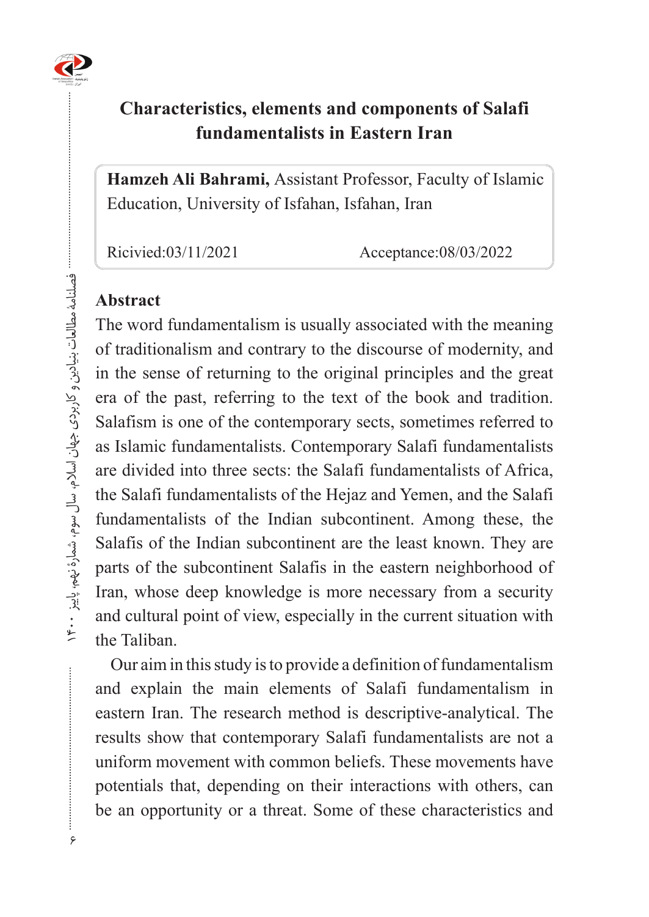# Characteristics, elements and components of Salafi fundamentalists in Eastern Iran

**Hamzeh Ali Bahrami,** Assistant Professor, Faculty of Islamic Education, University of Isfahan, Isfahan, Iran

Ricivied:03/11/2021 Acceptance:08/03/2022

## Abstract

The word fundamentalism is usually associated with the meaning of traditionalism and contrary to the discourse of modernity, and in the sense of returning to the original principles and the great era of the past, referring to the text of the book and tradition. Salafism is one of the contemporary sects, sometimes referred to as Islamic fundamentalists. Contemporary Salafi fundamentalists are divided into three sects: the Salafi fundamentalists of Africa, the Salafi fundamentalists of the Hejaz and Yemen, and the Salafi fundamentalists of the Indian subcontinent. Among these, the Salafis of the Indian subcontinent are the least known. They are parts of the subcontinent Salafis in the eastern neighborhood of Iran, whose deep knowledge is more necessary from a security and cultural point of view, especially in the current situation with the Taliban.

Our aim in this study is to provide a definition of fundamentalism and explain the main elements of Salafi fundamentalism in eastern Iran. The research method is descriptive-analytical. The results show that contemporary Salafi fundamentalists are not a uniform movement with common beliefs. These movements have potentials that, depending on their interactions with others, can be an opportunity or a threat. Some of these characteristics and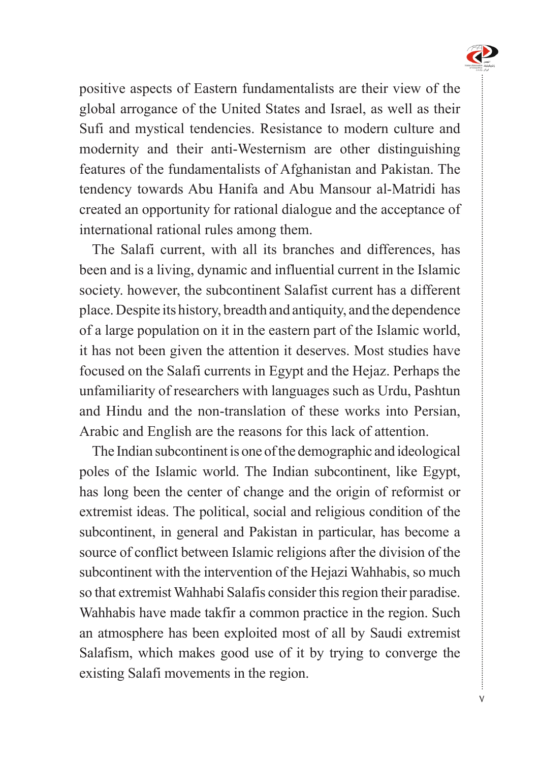positive aspects of Eastern fundamentalists are their view of the global arrogance of the United States and Israel, as well as their Sufi and mystical tendencies. Resistance to modern culture and modernity and their anti-Westernism are other distinguishing features of the fundamentalists of Afghanistan and Pakistan. The tendency towards Abu Hanifa and Abu Mansour al-Matridi has created an opportunity for rational dialogue and the acceptance of international rational rules among them.

The Salafi current, with all its branches and differences, has been and is a living, dynamic and influential current in the Islamic society. however, the subcontinent Salafist current has a different place. Despite its history, breadth and antiquity, and the dependence of a large population on it in the eastern part of the Islamic world, it has not been given the attention it deserves. Most studies have focused on the Salafi currents in Egypt and the Hejaz. Perhaps the unfamiliarity of researchers with languages such as Urdu, Pashtun and Hindu and the non-translation of these works into Persian, Arabic and English are the reasons for this lack of attention.

The Indian subcontinent is one of the demographic and ideological poles of the Islamic world. The Indian subcontinent, like Egypt, has long been the center of change and the origin of reformist or extremist ideas. The political, social and religious condition of the subcontinent, in general and Pakistan in particular, has become a source of conflict between Islamic religions after the division of the subcontinent with the intervention of the Hejazi Wahhabis, so much so that extremist Wahhabi Salafis consider this region their paradise. Wahhabis have made takfir a common practice in the region. Such an atmosphere has been exploited most of all by Saudi extremist Salafism, which makes good use of it by trying to converge the existing Salafi movements in the region.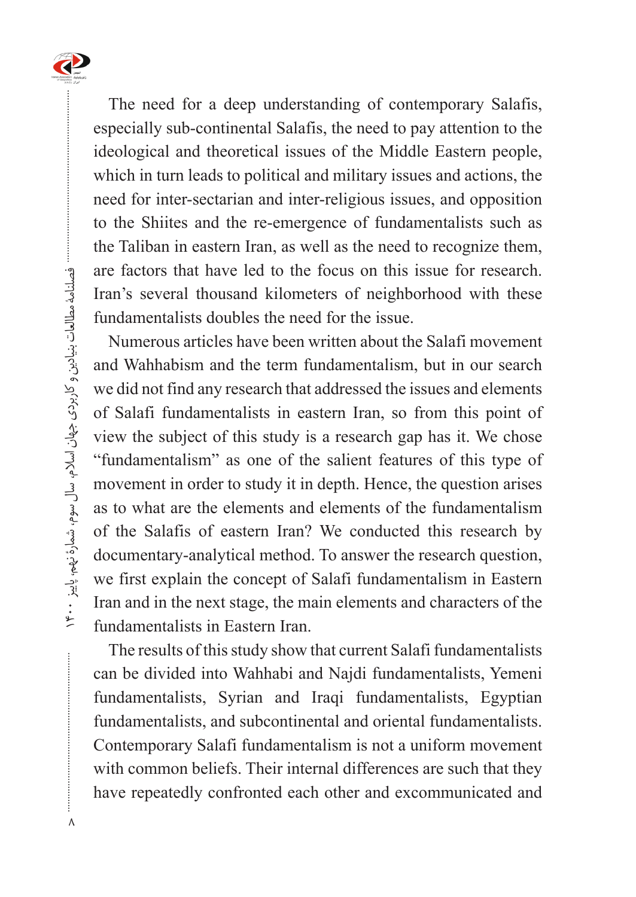The need for a deep understanding of contemporary Salafis, especially sub-continental Salafis, the need to pay attention to the ideological and theoretical issues of the Middle Eastern people, which in turn leads to political and military issues and actions, the need for inter-sectarian and inter-religious issues, and opposition to the Shiites and the re-emergence of fundamentalists such as the Taliban in eastern Iran, as well as the need to recognize them, are factors that have led to the focus on this issue for research. Iran's several thousand kilometers of neighborhood with these fundamentalists doubles the need for the issue.

Numerous articles have been written about the Salafi movement and Wahhabism and the term fundamentalism, but in our search we did not find any research that addressed the issues and elements of Salafi fundamentalists in eastern Iran, so from this point of view the subject of this study is a research gap has it. We chose "fundamentalism" as one of the salient features of this type of movement in order to study it in depth. Hence, the question arises as to what are the elements and elements of the fundamentalism of the Salafis of eastern Iran? We conducted this research by documentary-analytical method. To answer the research question, we first explain the concept of Salafi fundamentalism in Eastern Iran and in the next stage, the main elements and characters of the fundamentalists in Eastern Iran.

The results of this study show that current Salafi fundamentalists can be divided into Wahhabi and Najdi fundamentalists, Yemeni fundamentalists, Syrian and Iraqi fundamentalists, Egyptian fundamentalists, and subcontinental and oriental fundamentalists. Contemporary Salafi fundamentalism is not a uniform movement with common beliefs. Their internal differences are such that they have repeatedly confronted each other and excommunicated and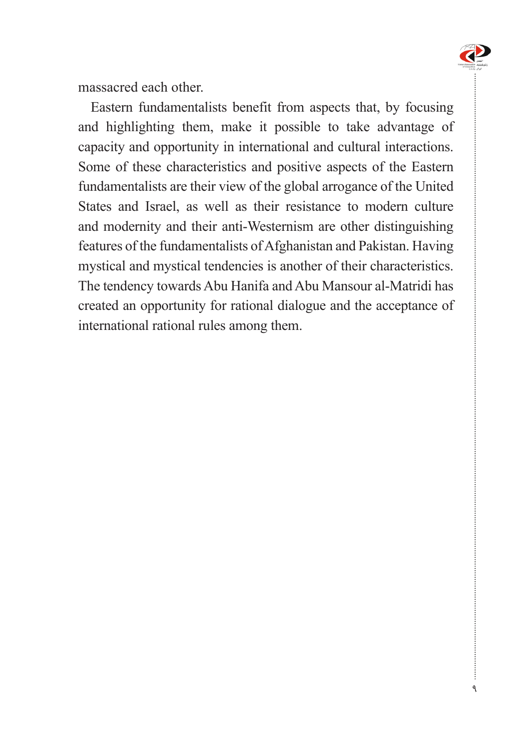massacred each other.

Eastern fundamentalists benefit from aspects that, by focusing and highlighting them, make it possible to take advantage of capacity and opportunity in international and cultural interactions. Some of these characteristics and positive aspects of the Eastern fundamentalists are their view of the global arrogance of the United States and Israel, as well as their resistance to modern culture and modernity and their anti-Westernism are other distinguishing features of the fundamentalists of Afghanistan and Pakistan. Having mystical and mystical tendencies is another of their characteristics. The tendency towards Abu Hanifa and Abu Mansour al-Matridi has created an opportunity for rational dialogue and the acceptance of international rational rules among them.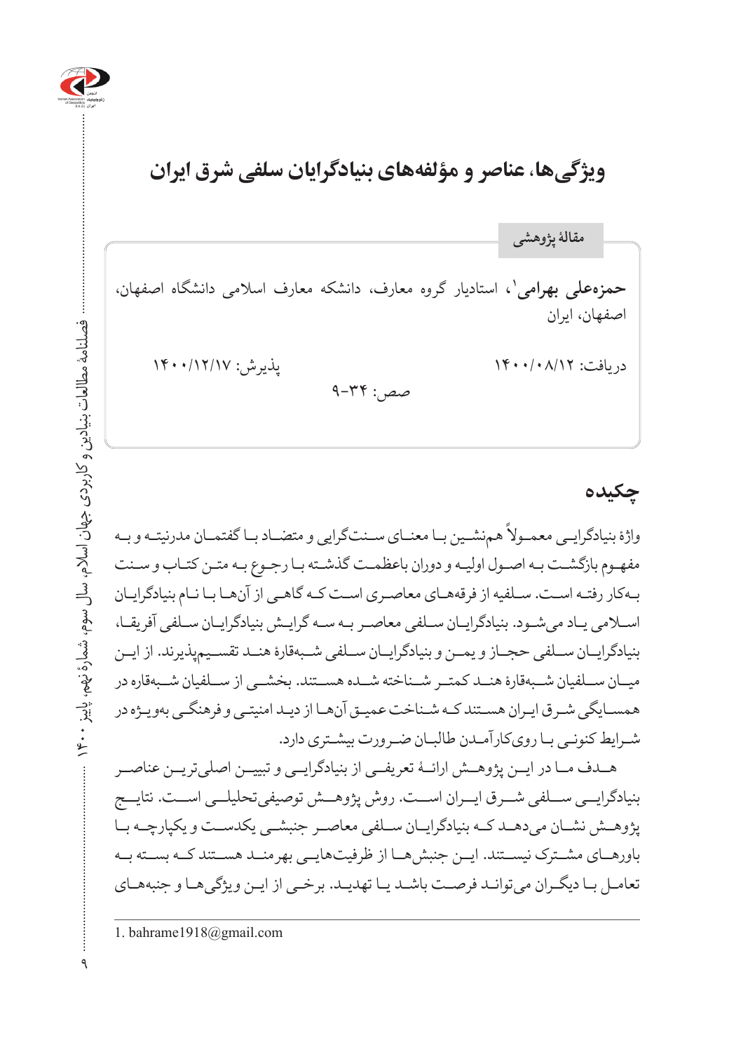# ویژگی‌ها، عناصر و مؤلفه‌های بنیادگرایان سلفی شرق ایران

مقالۀ پژوهشی

**حمزه‌علی بهرامی**[1]، استادیار گروه معارف، دانشکه معارف اسلامی دانشگاه اصفهان، اصفهان، ایران

دریافت: ۱۴۰۰/۰۸/۱۲ پذیرش: ۱۴۰۰/۱۲/۱۷

صص: ۳۴-۹

## چکیده

واژۀ بنیادگرایی معمولاً هم‌نشین با معنای سنت‌گرایی و متضاد با گفتمان مدرنیته و به مفهوم بازگشت به اصول اولیه و دوران باعظمت گذشته با رجوع به متن کتاب و سنت به‌کار رفته است. سلفیه از فرقه‌های معاصری است که گاهی از آن‌ها با نام بنیادگرایان اسلامی یاد می‌شود. بنیادگرایان سلفی معاصر به سه گرایش بنیادگرایان سلفی آفریقا، بنیادگرایان سلفی حجاز و یمن و بنیادگرایان سلفی شبه‌قارۀ هند تقسیم‌پذیرند. از این میان سلفیان شبه‌قارۀ هند کمتر شناخته شده هستند. بخشی از سلفیان شبه‌قاره در همسایگی شرق ایران هستند که شناخت عمیق آن‌ها از دید امنیتی و فرهنگی به‌ویژه در شرایط کنونی با روی‌کارآمدن طالبان ضرورت بیشتری دارد.

هدف ما در این پژوهش ارائۀ تعریفی از بنیادگرایی و تبیین اصلی‌ترین عناصر بنیادگرایی سلفی شرق ایران است. روش پژوهش توصیفی‌تحلیلی است. نتایج پژوهش نشان می‌دهد که بنیادگرایان سلفی معاصر جنبشی یکدست و یکپارچه با باورهای مشترک نیستند. این جنبش‌ها از ظرفیت‌هایی بهرمند هستند که بسته به تعامل با دیگران می‌تواند فرصت باشد یا تهدید. برخی از این ویژگی‌ها و جنبه‌های

1. bahrame1918@gmail.com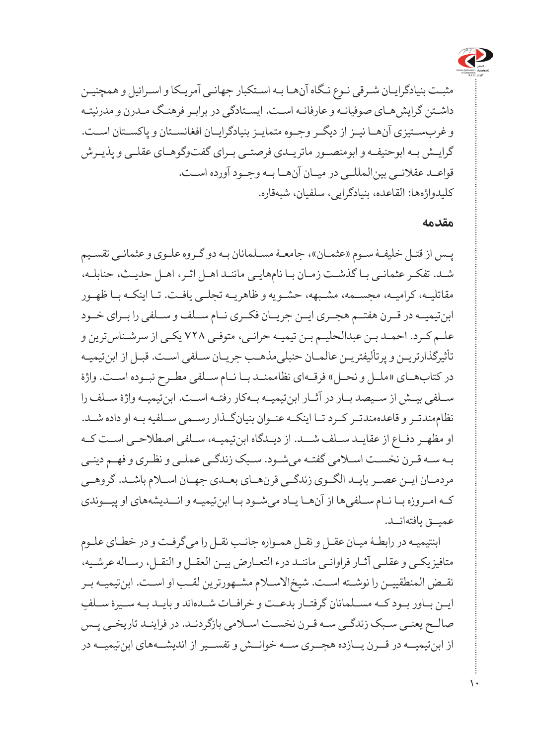مثبت بنیادگرایان شرقی نوع نگاه آن‌ها به استکبار جهانی آمریکا و اسرائیل و همچنین داشتن گرایش‌های صوفیانه و عارفانه است. ایستادگی در برابر فرهنگ مدرن و مدرنیته و غرب‌ستیزی آن‌ها نیز از دیگر وجوه متمایز بنیادگرایان افغانستان و پاکستان است. گرایش به ابوحنیفه و ابومنصور ماتریدی فرصتی برای گفت‌وگوهای عقلی و پذیرش قواعد عقلانی بین‌المللی در میان آن‌ها به وجود آورده است.

کلیدواژه‌ها: القاعده، بنیادگرایی، سلفیان، شبه‌قاره.

## مقدمه

پس از قتل خلیفهٔ سوم «عثمان»، جامعهٔ مسلمانان به دو گروه علوی و عثمانی تقسیم شد. تفکر عثمانی با گذشت زمان با نام‌هایی مانند اهل اثر، اهل حدیث، حنابله، مقاتلیه، کرامیه، مجسمه، مشبهه، حشویه و ظاهریه تجلی یافت. تا اینکه با ظهور ابن‌تیمیه در قرن هفتم هجری این جریان فکری نام سلف و سلفی را برای خود علم کرد. احمد بن عبدالحلیم بن تیمیه حرانی، متوفی ۷۲۸ یکی از سرشناس‌ترین و تأثیرگذارترین و پرتألیف‌ترین عالمان حنبلی‌مذهب جریان سلفی است. قبل از ابن‌تیمیه در کتاب‌های «ملل و نحل» فرقه‌ای نظام‌مند با نام سلفی مطرح نبوده است. واژهٔ سلفی بیش از سیصد بار در آثار ابن‌تیمیه به‌کار رفته است. ابن‌تیمیه واژهٔ سلف را نظام‌مندتر و قاعده‌مندتر کرد تا اینکه عنوان بنیان‌گذار رسمی سلفیه به او داده شد. او مظهر دفاع از عقاید سلف شد. از دیدگاه ابن‌تیمیه، سلفی اصطلاحی است که به سه قرن نخست اسلامی گفته می‌شود. سبک زندگی عملی و نظری و فهم دینی مردمان این عصر باید الگوی زندگی قرن‌های بعدی جهان اسلام باشد. گروهی که امروزه با نام سلفی‌ها از آن‌ها یاد می‌شود با ابن‌تیمیه و اندیشه‌های او پیوندی عمیق یافته‌اند.

ابنتیمیه در رابطهٔ میان عقل و نقل همواره جانب نقل را می‌گرفت و در خطای علوم متافیزیکی و عقلی آثار فراوانی مانند درء التعارض بین العقل و النقل، رساله عرشیه، نقض المنطقیین را نوشته است. شیخ‌الاسلام مشهورترین لقب او است. ابن‌تیمیه بر این باور بود که مسلمانان گرفتار بدعت و خرافات شده‌اند و باید به سیرهٔ سلفِ صالح یعنی سبک زندگی سه قرن نخست اسلامی بازگردند. در فرایند تاریخی پس از ابن‌تیمیه در قرن یازده هجری سه خوانش و تفسیر از اندیشه‌های ابن‌تیمیه در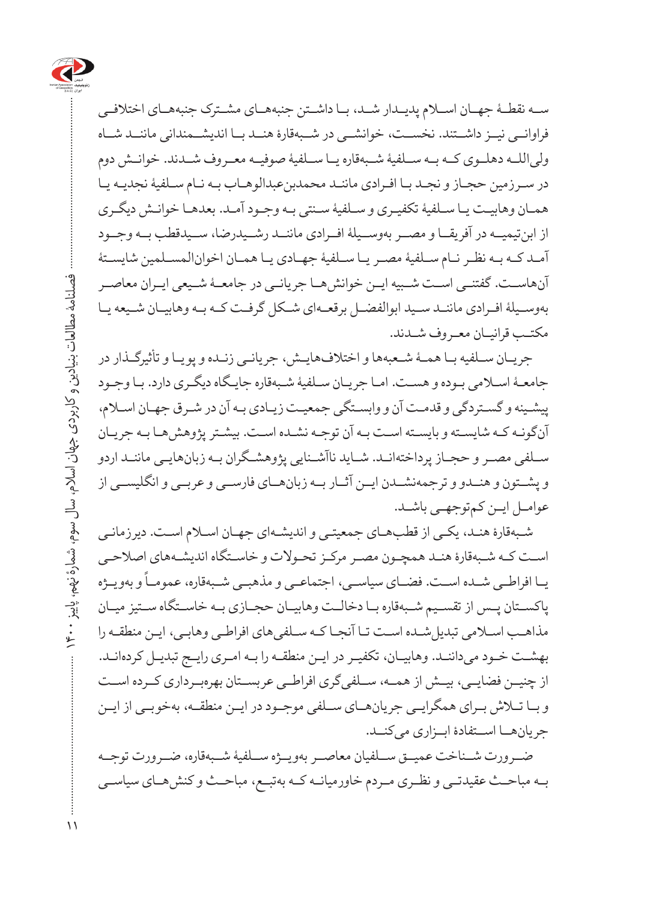سـه نقطـۀ جهـان اسـلام پدیـدار شـد، بـا داشـتن جنبه‌هـای مشـترک جنبه‌هـای اختلافـی فراوانـی نیـز داشـتند. نخسـت، خوانشـی در شـبه‌قارۀ هنـد بـا اندیشـمندانی ماننـد شـاه ولی‌اللـه دهلـوی کـه بـه سـلفیۀ شـبه‌قاره یـا سـلفیۀ صوفیـه معـروف شـدند. خوانـش دوم در سـرزمین حجـاز و نجـد بـا افـرادی ماننـد محمدبن‌عبدالوهـاب بـه نـام سـلفیۀ نجدیـه یـا همـان وهابیـت یـا سـلفیۀ تکفیـری و سـلفیۀ سـنتی بـه وجـود آمـد. بعدهـا خوانـش دیگـری از ابن‌تیمیـه در آفریقـا و مصـر به‌وسـیلۀ افـرادی ماننـد رشـیدرضا، سـیدقطب بـه وجـود آمـد کـه بـه نظـر نـام سـلفیۀ مصـر یـا سـلفیۀ جهـادی یـا همـان اخوان‌المسـلمین شایسـتۀ آن‌هاسـت. گفتنـی اسـت شـبیه ایـن خوانش‌هـا جریانـی در جامعـۀ شـیعی ایـران معاصـر به‌وسـیلۀ افـرادی ماننـد سـید ابوالفضـل برقعـه‌ای شـکل گرفـت کـه بـه وهابیـان شـیعه یـا مکتـب قرانیـان معـروف شـدند.

جریـان سـلفیه بـا همـۀ شـعبه‌ها و اختلاف‌هایـش، جریانـی زنـده و پویـا و تأثیرگـذار در جامعـۀ اسـلامی بـوده و هسـت. امـا جریـان سـلفیۀ شـبه‌قاره جایـگاه دیگـری دارد. بـا وجـود پیشـینه و گسـتردگی و قدمـت آن و وابسـتگی جمعیـت زیـادی بـه آن در شـرق جهـان اسـلام، آن‌گونـه کـه شایسـته و بایسـته اسـت بـه آن توجـه نشـده اسـت. بیشـتر پژوهش‌هـا بـه جریـان سـلفی مصـر و حجـاز پرداخته‌انـد. شـاید ناآشـنایی پژوهشـگران بـه زبان‌هایـی ماننـد اردو و پشـتون و هنـدو و ترجمه‌نشـدن ایـن آثـار بـه زبان‌هـای فارسـی و عربـی و انگلیسـی از عوامـل ایـن کم‌توجهـی باشـد.

شـبه‌قارۀ هنـد، یکـی از قطب‌هـای جمعیتـی و اندیشـه‌ای جهـان اسـلام اسـت. دیرزمانـی اسـت کـه شـبه‌قارۀ هنـد همچـون مصـر مرکـز تحـولات و خاسـتگاه اندیشـه‌های اصلاحـی یـا افراطـی شـده اسـت. فضـای سیاسـی، اجتماعـی و مذهبـی شـبه‌قاره، عمومـاً و به‌ویـژه پاکسـتان پـس از تقسـیم شـبه‌قاره بـا دخالـت وهابیـان حجـازی بـه خاسـتگاه سـتیز میـان مذاهـب اسـلامی تبدیل‌شـده اسـت تـا آنجـا کـه سـلفی‌های افراطـی وهابـی، ایـن منطقـه را بهشـت خـود می‌داننـد. وهابیـان، تکفیـر در ایـن منطقـه را بـه امـری رایـج تبدیـل کرده‌انـد. از چنیـن فضایـی، بیـش از همـه، سـلفی‌گری افراطـی عربسـتان بهره‌بـرداری کـرده اسـت و بـا تـلاش بـرای همگرایـی جریان‌هـای سـلفی موجـود در ایـن منطقـه، به‌خوبـی از ایـن جریان‌هـا اسـتفادۀ ابـزاری می‌کنـد.

ضـرورت شـناخت عمیـق سـلفیان معاصـر به‌ویـژه سـلفیۀ شـبه‌قاره، ضـرورت توجـه بـه مباحـث عقیدتـی و نظـری مـردم خاورمیانـه کـه به‌تبـع، مباحـث و کنش‌هـای سیاسـی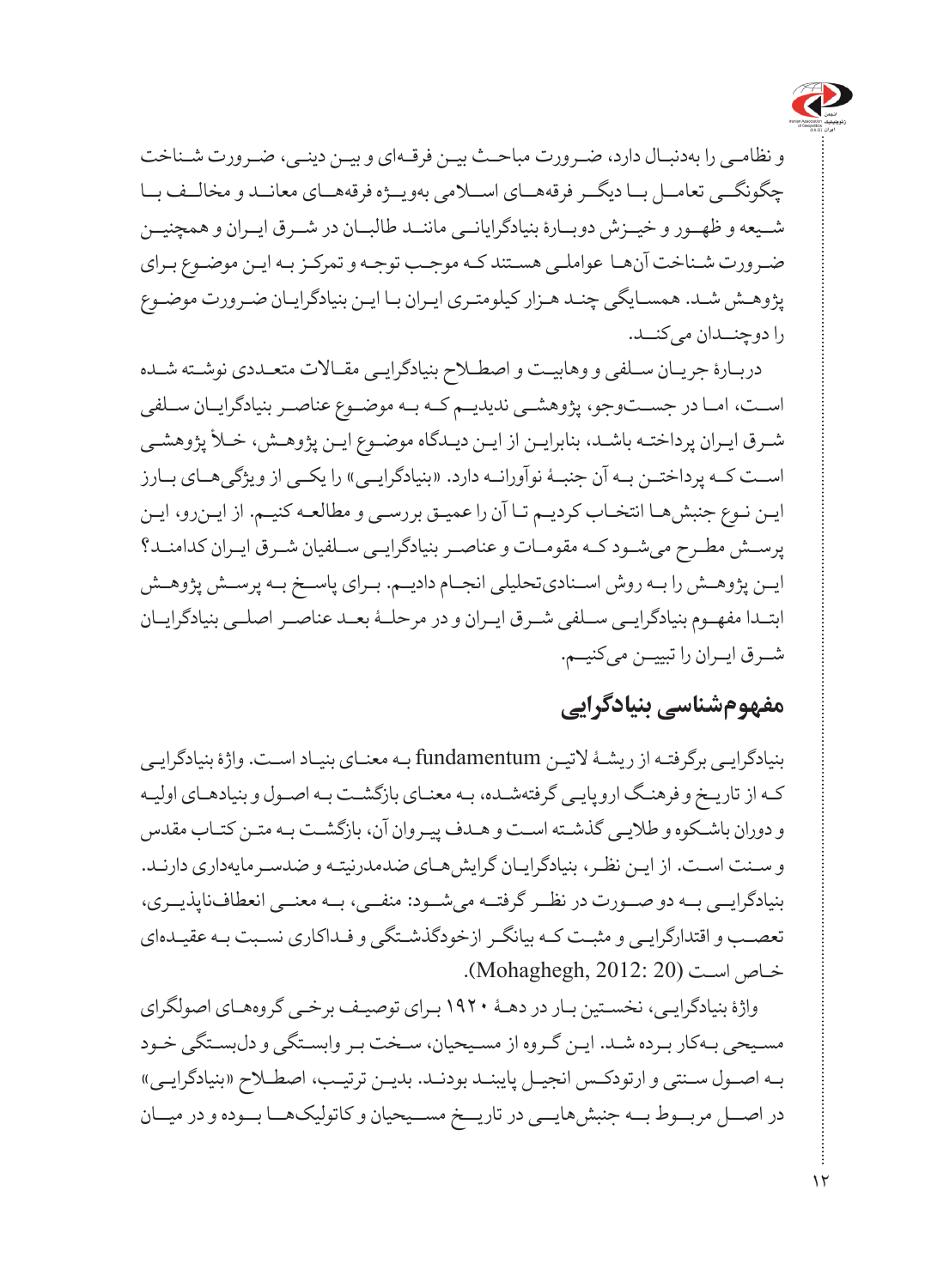و نظامـی را به‌دنبـال دارد، ضـرورت مباحـث بیـن فرقـه‌ای و بیـن دینـی، ضـرورت شـناخت چگونگـی تعامـل بـا دیگـر فرقه‌هـای اسـلامی به‌ویـژه فرقه‌هـای معانـد و مخالـف بـا شـیعه و ظهـور و خیـزش دوبـارۀ بنیادگرایانـی ماننـد طالبـان در شـرق ایـران و همچنیـن ضـرورت شـناخت آن‌هـا عواملـی هسـتند کـه موجـب توجـه و تمرکـز بـه ایـن موضـوع بـرای پژوهـش شـد. همسـایگی چنـد هـزار کیلومتـری ایـران بـا ایـن بنیادگرایـان ضـرورت موضـوع را دوچنـدان می‌کنـد.

دربـارۀ جریـان سـلفی و وهابیـت و اصطـلاح بنیادگرایـی مقـالات متعـددی نوشـته شـده اسـت، امـا در جسـت‌وجو، پژوهشـی ندیدیـم کـه بـه موضـوع عناصـر بنیادگرایـان سـلفی شـرق ایـران پرداختـه باشـد، بنابرایـن از ایـن دیـدگاه موضـوع ایـن پژوهـش، خـلأ پژوهشـی اسـت کـه پرداختـن بـه آن جنبـۀ نوآورانـه دارد. «بنیادگرایـی» را یکـی از ویژگی‌هـای بـارز ایـن نـوع جنبش‌هـا انتخـاب کردیـم تـا آن را عمیـق بررسـی و مطالعـه کنیـم. از این‌رو، ایـن پرسـش مطـرح می‌شـود کـه مقومـات و عناصـر بنیادگرایـی سـلفیان شـرق ایـران کدامنـد؟ ایـن پژوهـش را بـه روش اسـنادی‌تحلیلی انجـام دادیـم. بـرای پاسـخ بـه پرسـش پژوهـش ابتـدا مفهـوم بنیادگرایـی سـلفی شـرق ایـران و در مرحلـۀ بعـد عناصـر اصلـی بنیادگرایـان شـرق ایـران را تبییـن می‌کنیـم.

## مفهوم‌شناسی بنیادگرایی

بنیادگرایـی برگرفتـه از ریشـۀ لاتیـن fundamentum بـه معنـای بنیـاد اسـت. واژۀ بنیادگرایـی کـه از تاریـخ و فرهنـگ اروپایـی گرفته‌شـده، بـه معنـای بازگشـت بـه اصـول و بنیادهـای اولیـه و دوران باشـکوه و طلایـی گذشـته اسـت و هـدف پیـروان آن، بازگشـت بـه متـن کتـاب مقدس و سـنت اسـت. از ایـن نظـر، بنیادگرایـان گرایش‌هـای ضدمدرنیتـه و ضدسـرمایه‌داری دارنـد. بنیادگرایـی بـه دو صـورت در نظـر گرفتـه می‌شـود: منفـی، بـه معنـی انعطاف‌ناپذیـری، تعصـب و اقتدارگرایـی و مثبـت کـه بیانگـر ازخودگذشـتگی و فـداکاری نسـبت بـه عقیـده‌ای خـاص اسـت (Mohaghegh, 2012: 20).

واژۀ بنیادگرایـی، نخسـتین بـار در دهـۀ ۱۹۲۰ بـرای توصیـف برخـی گروه‌هـای اصولگرای مسـیحی بـه‌کار بـرده شـد. ایـن گـروه از مسـیحیان، سـخت بـر وابسـتگی و دلبسـتگی خـود بـه اصـول سـنتی و ارتودکـس انجیـل پایبنـد بودنـد. بدیـن ترتیـب، اصطـلاح «بنیادگرایـی» در اصـل مربـوط بـه جنبش‌هایـی در تاریـخ مسـیحیان و کاتولیک‌هـا بـوده و در میـان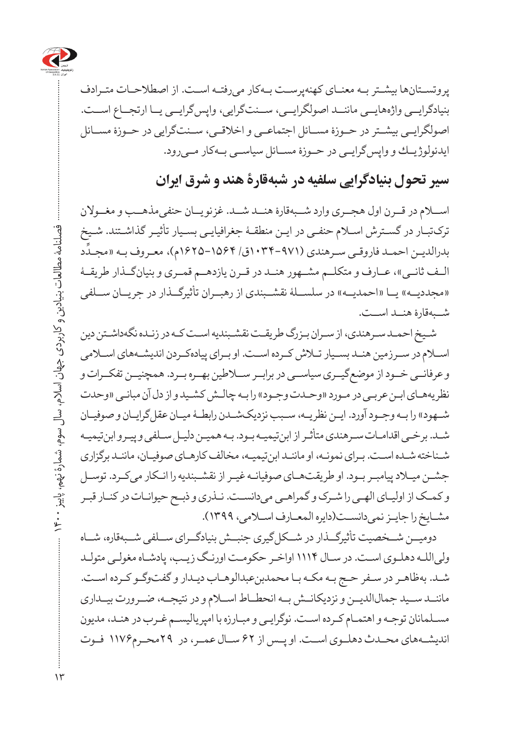پروتستان‌ها بیشتر به معنای کهنه‌پرست به‌کار می‌رفته است. از اصطلاحات مترادف بنیادگرایی واژه‌هایی مانند اصولگرایی، سنت‌گرایی، واپس‌گرایی یا ارتجاع است. اصولگرایی بیشتر در حوزهٔ مسائل اجتماعی و اخلاقی، سنت‌گرایی در حوزهٔ مسائل ایدئولوژیک و واپس‌گرایی در حوزهٔ مسائل سیاسی به‌کار می‌رود.

## سیر تحول بنیادگرایی سلفیه در شبه‌قارهٔ هند و شرق ایران

اسلام در قرن اول هجری وارد شبه‌قارهٔ هند شد. غزنویان حنفی‌مذهب و مغولان ترک‌تبار در گسترش اسلام حنفی در این منطقهٔ جغرافیایی بسیار تأثیر گذاشتند. شیخ بدرالدین احمد فاروقی سرهندی (۹۷۱-۱۰۳۴ق/ ۱۵۶۴-۱۶۲۵م)، معروف به «مجدِّد الف ثانی»، عارف و متکلم مشهور هند در قرن یازدهم قمری و بنیان‌گذار طریقهٔ «مجددیه» یا «احمدیه» در سلسلهٔ نقشبندی از رهبران تأثیرگذار در جریان سلفی شبه‌قارهٔ هند است.

شیخ احمد سرهندی، از سران بزرگ طریقت نقشبندیه است که در زنده نگه‌داشتن دین اسلام در سرزمین هند بسیار تلاش کرده است. او برای پیاده‌کردن اندیشه‌های اسلامی و عرفانی خود از موضع‌گیری سیاسی در برابر سلاطین بهره برد. همچنین تفکرات و نظریه‌های ابن عربی در مورد «وحدت وجود» را به چالش کشید و از دل آن مبانی «وحدت شهود» را به وجود آورد. این نظریه، سبب نزدیک‌شدن رابطهٔ میان عقل‌گرایان و صوفیان شد. برخی اقدامات سرهندی متأثر از ابن‌تیمیه بود. به همین دلیل سلفی و پیرو ابن‌تیمیه شناخته شده است. برای نمونه، او مانند ابن‌تیمیه، مخالف کارهای صوفیان، مانند برگزاری جشن میلاد پیامبر بود. او طریقت‌های صوفیانه غیر از نقشبندیه را انکار می‌کرد. توسل و کمک از اولیای الهی را شرک و گمراهی می‌دانست. نذری و ذبح حیوانات در کنار قبر مشایخ را جایز نمی‌دانست(دایره المعارف اسلامی، ۱۳۹۹).

دومین شخصیت تأثیرگذار در شکل‌گیری جنبش بنیادگرای سلفی شبه‌قاره، شاه ولی‌الله دهلوی است. در سال ۱۱۱۴ اواخر حکومت اورنگ زیب، پادشاه مغولی متولد شد. به‌ظاهر در سفر حج به مکه با محمدبن‌عبدالوهاب دیدار و گفت‌وگو کرده است. مانند سید جمال‌الدین و نزدیکانش به انحطاط اسلام و در نتیجه، ضرورت بیداری مسلمانان توجه و اهتمام کرده است. نوگرایی و مبارزه با امپریالیسم غرب در هند، مدیون اندیشه‌های محدث دهلوی است. او پس از ۶۲ سال عمر، در ۲۹محرم۱۱۷۶ فوت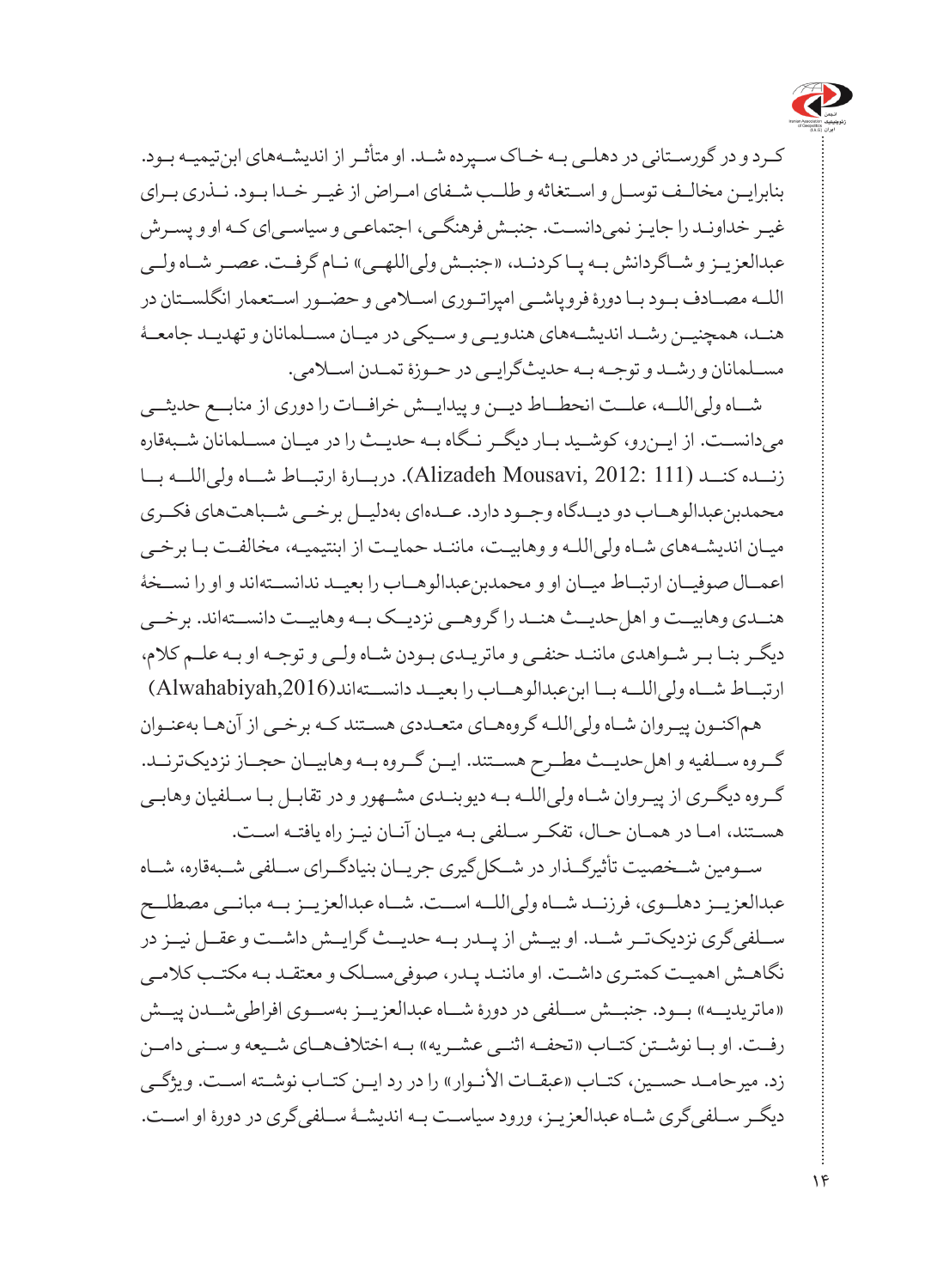کـرد و در گورسـتانی در دهلـی بـه خـاک سـپرده شـد. او متأثـر از اندیشـه‌های ابن‌تیمیـه بـود. بنابرایـن مخالـف توسـل و اسـتغاثه و طلـب شـفای امـراض از غیـر خـدا بـود. نـذری بـرای غیـر خداونـد را جایـز نمی‌دانسـت. جنبـش فرهنگـی، اجتماعـی و سیاسـی‌ای کـه او و پسـرش عبدالعزیـز و شـاگردانش بـه پـا کردنـد، «جنبـش ولی‌اللهـی» نـام گرفـت. عصـر شـاه ولـی اللـه مصـادف بـود بـا دورۀ فروپاشـی امپراتـوری اسـلامی و حضـور اسـتعمار انگلسـتان در هنـد، همچنیـن رشـد اندیشـه‌های هندویـی و سـیکی در میـان مسـلمانان و تهدیـد جامعـۀ مسـلمانان و رشـد و توجـه بـه حدیث‌گرایـی در حـوزۀ تمـدن اسـلامی.

شـاه ولی‌اللـه، علـت انحطـاط دیـن و پیدایـش خرافـات را دوری از منابـع حدیثـی می‌دانسـت. از ایـن‌رو، کوشـید بـار دیگـر نـگاه بـه حدیـث را در میـان مسـلمانان شـبه‌قاره زنـده کنـد (Alizadeh Mousavi, 2012: 111). دربـارۀ ارتبـاط شـاه ولی‌اللـه بـا محمدبن‌عبدالوهـاب دو دیـدگاه وجـود دارد. عـده‌ای به‌دلیـل برخـی شـباهت‌های فکـری میـان اندیشـه‌های شـاه ولی‌الله و وهابیـت، ماننـد حمایـت از ابن‌تیمیـه، مخالفـت بـا برخـی اعمـال صوفیـان ارتبـاط میـان او و محمدبن‌عبدالوهـاب را بعیـد ندانسـته‌اند و او را نسـخۀ هنـدی وهابیـت و اهل‌حدیـث هنـد را گروهـی نزدیـک بـه وهابیـت دانسـته‌اند. برخـی دیگـر بنـا بـر شـواهدی ماننـد حنفـی و ماتریـدی بـودن شـاه ولـی و توجـه او بـه علـم کلام، ارتبـاط شـاه ولی‌اللـه بـا ابن‌عبدالوهـاب را بعیـد دانسـته‌اند(Alwahabiyah,2016)

هم‌اکنـون پیـروان شـاه ولی‌اللـه گروه‌هـای متعـددی هسـتند کـه برخـی از آن‌هـا به‌عنـوان گـروه سـلفیه و اهل‌حدیـث مطـرح هسـتند. ایـن گـروه بـه وهابیـان حجـاز نزدیک‌ترنـد. گـروه دیگـری از پیـروان شـاه ولی‌اللـه بـه دیوبنـدی مشـهور و در تقابـل بـا سـلفیان وهابـی هسـتند، امـا در همـان حـال، تفکـر سـلفی بـه میـان آنـان نیـز راه یافتـه اسـت.

سـومین شـخصیت تأثیرگـذار در شـکل‌گیری جریـان بنیادگـرای سـلفی شـبه‌قاره، شـاه عبدالعزیـز دهلـوی، فرزنـد شـاه ولی‌اللـه اسـت. شـاه عبدالعزیـز بـه مبانـی مصطلـح سـلفی‌گری نزدیک‌تـر شـد. او بیـش از پـدر بـه حدیـث گرایـش داشـت و عقـل نیـز در نگاهـش اهمیـت کمتـری داشـت. او ماننـد پـدر، صوفی‌مسـلک و معتقـد بـه مکتـب کلامـی «ماتریدیـه» بـود. جنبـش سـلفی در دورۀ شـاه عبدالعزیـز به‌سـوی افراطی‌شـدن پیـش رفـت. او بـا نوشـتن کتـاب «تحفـه اثنـی عشـریه» بـه اختلاف‌هـای شـیعه و سـنی دامـن زد. میرحامـد حسـین، کتـاب «عبقـات الأنـوار» را در رد ایـن کتـاب نوشـته اسـت. ویژگـی دیگـر سـلفی‌گری شـاه عبدالعزیـز، ورود سیاسـت بـه اندیشـۀ سـلفی‌گری در دورۀ او اسـت.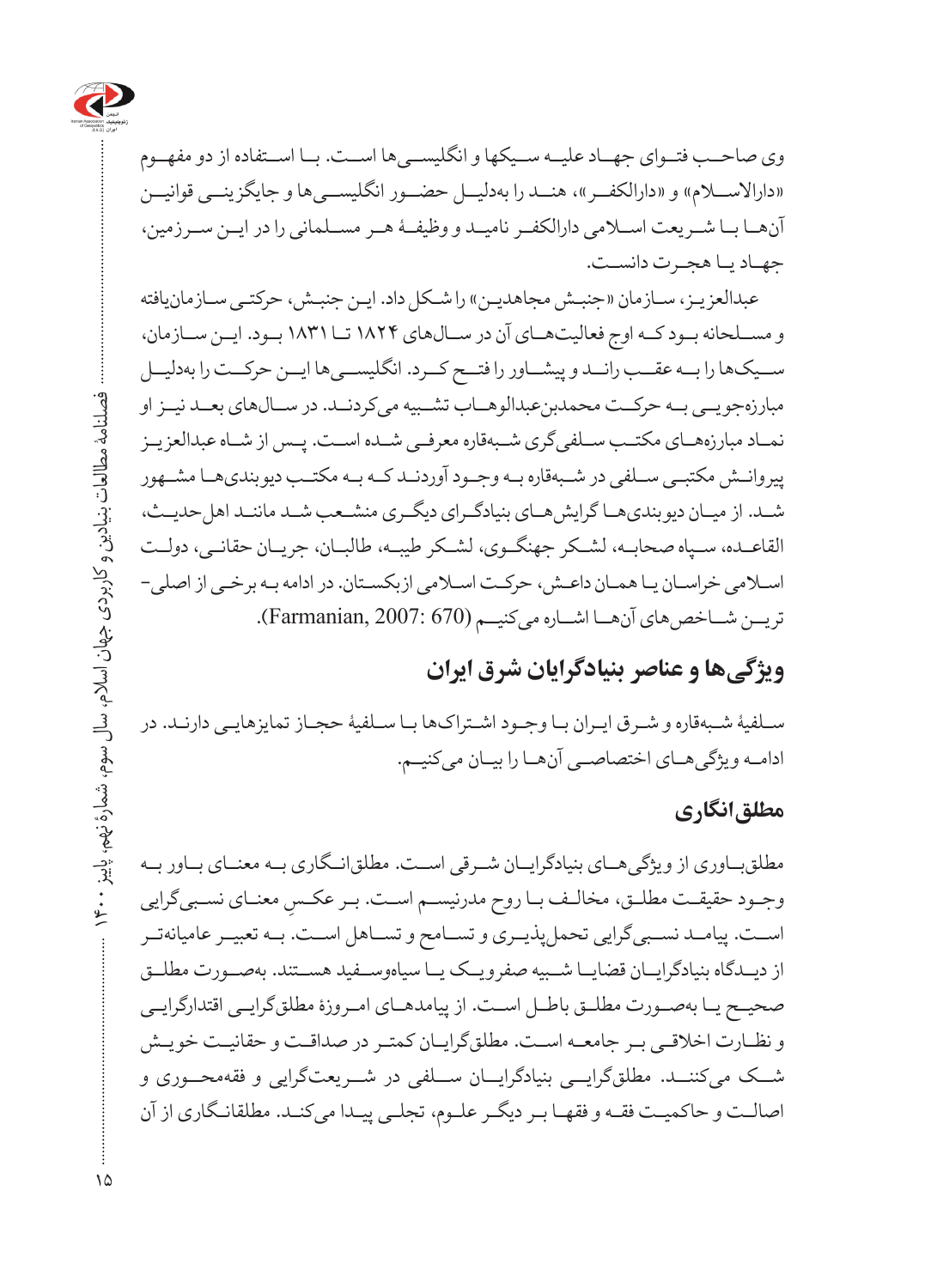وی صاحب فتوای جهاد علیه سیکها و انگلیسی‌ها است. با استفاده از دو مفهوم «دارالاسلام» و «دارالکفر»، هند را به‌دلیل حضور انگلیسی‌ها و جایگزینی قوانین آن‌ها با شریعت اسلامی دارالکفر نامید و وظیفهٔ هر مسلمانی را در این سرزمین، جهاد یا هجرت دانست.

عبدالعزیز، سازمان «جنبش مجاهدین» را شکل داد. این جنبش، حرکتی سازمان‌یافته و مسلحانه بود که اوج فعالیت‌های آن در سال‌های ۱۸۲۴ تا ۱۸۳۱ بود. این سازمان، سیک‌ها را به عقب راند و پیشاور را فتح کرد. انگلیسی‌ها این حرکت را به‌دلیل مبارزه‌جویی به حرکت محمدبن‌عبدالوهاب تشبیه می‌کردند. در سال‌های بعد نیز او نماد مبارزه‌های مکتب سلفی‌گری شبه‌قاره معرفی شده است. پس از شاه عبدالعزیز پیروانش مکتبی سلفی در شبه‌قاره به وجود آوردند که به مکتب دیوبندی‌ها مشهور شد. از میان دیوبندی‌ها گرایش‌های بنیادگرای دیگری منشعب شد مانند اهل‌حدیث، القاعده، سپاه صحابه، لشکر جهنگوی، لشکر طیبه، طالبان، جریان حقانی، دولت اسلامی خراسان یا همان داعش، حرکت اسلامی ازبکستان. در ادامه به برخی از اصلی‌ترین شاخص‌های آن‌ها اشاره می‌کنیم (Farmanian, 2007: 670).

## ویژگی‌ها و عناصر بنیادگرایان شرق ایران

سلفیهٔ شبه‌قاره و شرق ایران با وجود اشتراک‌ها با سلفیهٔ حجاز تمایزهایی دارند. در ادامه ویژگی‌های اختصاصی آن‌ها را بیان می‌کنیم.

### مطلق‌انگاری

مطلق‌باوری از ویژگی‌های بنیادگرایان شرقی است. مطلق‌انگاری به معنای باور به وجود حقیقت مطلق، مخالف با روح مدرنیسم است. بر عکسِ معنای نسبی‌گرایی است. پیامد نسبی‌گرایی تحمل‌پذیری و تسامح و تساهل است. به تعبیر عامیانه‌تر از دیدگاه بنیادگرایان قضایا شبیه صفرویک یا سیاه‌وسفید هستند. به‌صورت مطلق صحیح یا به‌صورت مطلق باطل است. از پیامدهای امروزهٔ مطلق‌گرایی اقتدارگرایی و نظارت اخلاقی بر جامعه است. مطلق‌گرایان کمتر در صداقت و حقانیت خویش شک می‌کنند. مطلق‌گرایی بنیادگرایان سلفی در شریعت‌گرایی و فقه‌محوری و اصالت و حاکمیت فقه و فقها بر دیگر علوم، تجلی پیدا می‌کند. مطلقانگاری از آن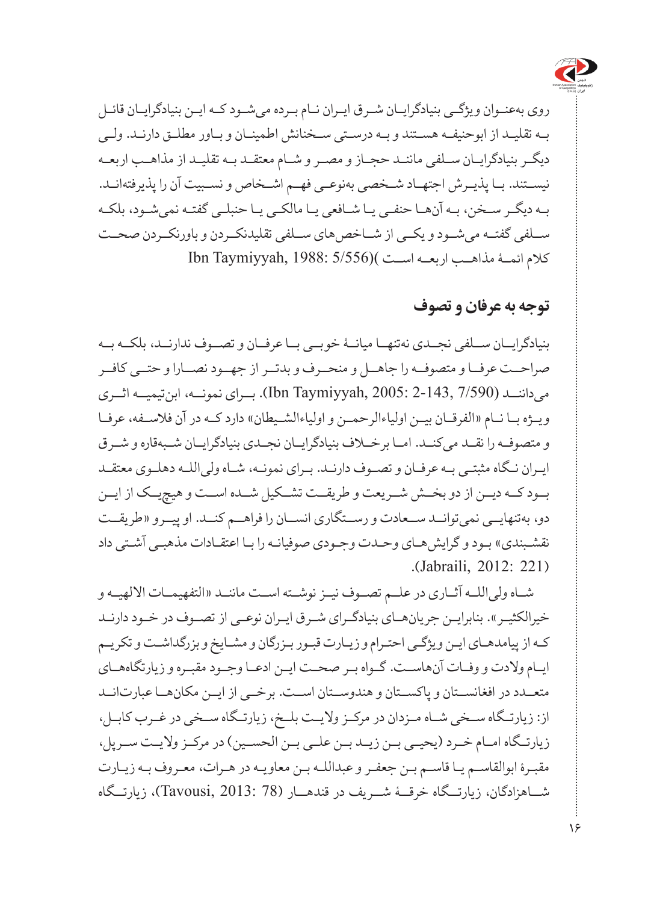روی به‌عنوان ویژگی بنیادگرایان شرق ایران نام برده می‌شود که این بنیادگرایان قائل به تقلید از ابوحنیفه هستند و به درستی سخنانش اطمینان و باور مطلق دارند. ولی دیگر بنیادگرایان سلفی مانند حجاز و مصر و شام معتقد به تقلید از مذاهب اربعه نیستند. با پذیرش اجتهاد شخصی به‌نوعی فهم اشخاص و نسبیت آن را پذیرفته‌اند. به دیگر سخن، به آن‌ها حنفی یا شافعی یا مالکی یا حنبلی گفته نمی‌شود، بلکه سلفی گفته می‌شود و یکی از شاخص‌های سلفی تقلیدنکردن و باورنکردن صحت کلام ائمهٔ مذاهب اربعه است (Ibn Taymiyyah, 1988: 5/556)

## توجه به عرفان و تصوف

بنیادگرایان سلفی نجدی نه‌تنها میانهٔ خوبی با عرفان و تصوف ندارند، بلکه به صراحت عرفا و متصوفه را جاهل و منحرف و بدتر از جهود نصارا و حتی کافر می‌دانند (Ibn Taymiyyah, 2005: 2-143, 7/590). برای نمونه، ابن‌تیمیه اثری ویژه با نام «الفرقان بین اولیاءالرحمن و اولیاءالشیطان» دارد که در آن فلاسفه، عرفا و متصوفه را نقد می‌کند. اما برخلاف بنیادگرایان نجدی بنیادگرایان شبه‌قاره و شرق ایران نگاه مثبتی به عرفان و تصوف دارند. برای نمونه، شاه ولی‌الله دهلوی معتقد بود که دین از دو بخش شریعت و طریقت تشکیل شده است و هیچ‌یک از این دو، به‌تنهایی نمی‌تواند سعادت و رستگاری انسان را فراهم کند. او پیرو «طریقت نقشبندی» بود و گرایش‌های وحدت وجودی صوفیانه را با اعتقادات مذهبی آشتی داد (Jabraili, 2012: 221).

شاه ولی‌الله آثاری در علم تصوف نیز نوشته است مانند «التفهیمات الالهیه و خیرالکثیر». بنابراین جریان‌های بنیادگرای شرق ایران نوعی از تصوف در خود دارند که از پیامدهای این ویژگی احترام و زیارت قبور بزرگان و مشایخ و بزرگداشت و تکریم ایام ولادت و وفات آن‌هاست. گواه بر صحت این ادعا وجود مقبره و زیارتگاه‌های متعدد در افغانستان و پاکستان و هندوستان است. برخی از این مکان‌ها عبارت‌اند از: زیارتگاه سخی شاه مزدان در مرکز ولایت بلخ، زیارتگاه سخی در غرب کابل، زیارتگاه امام خرد (یحیی بن زید بن علی بن الحسین) در مرکز ولایت سرپل، مقبرهٔ ابوالقاسم یا قاسم بن جعفر و عبدالله بن معاویه در هرات، معروف به زیارت شاهزادگان، زیارتگاه خرقهٔ شریف در قندهار (Tavousi, 2013: 78)، زیارتگاه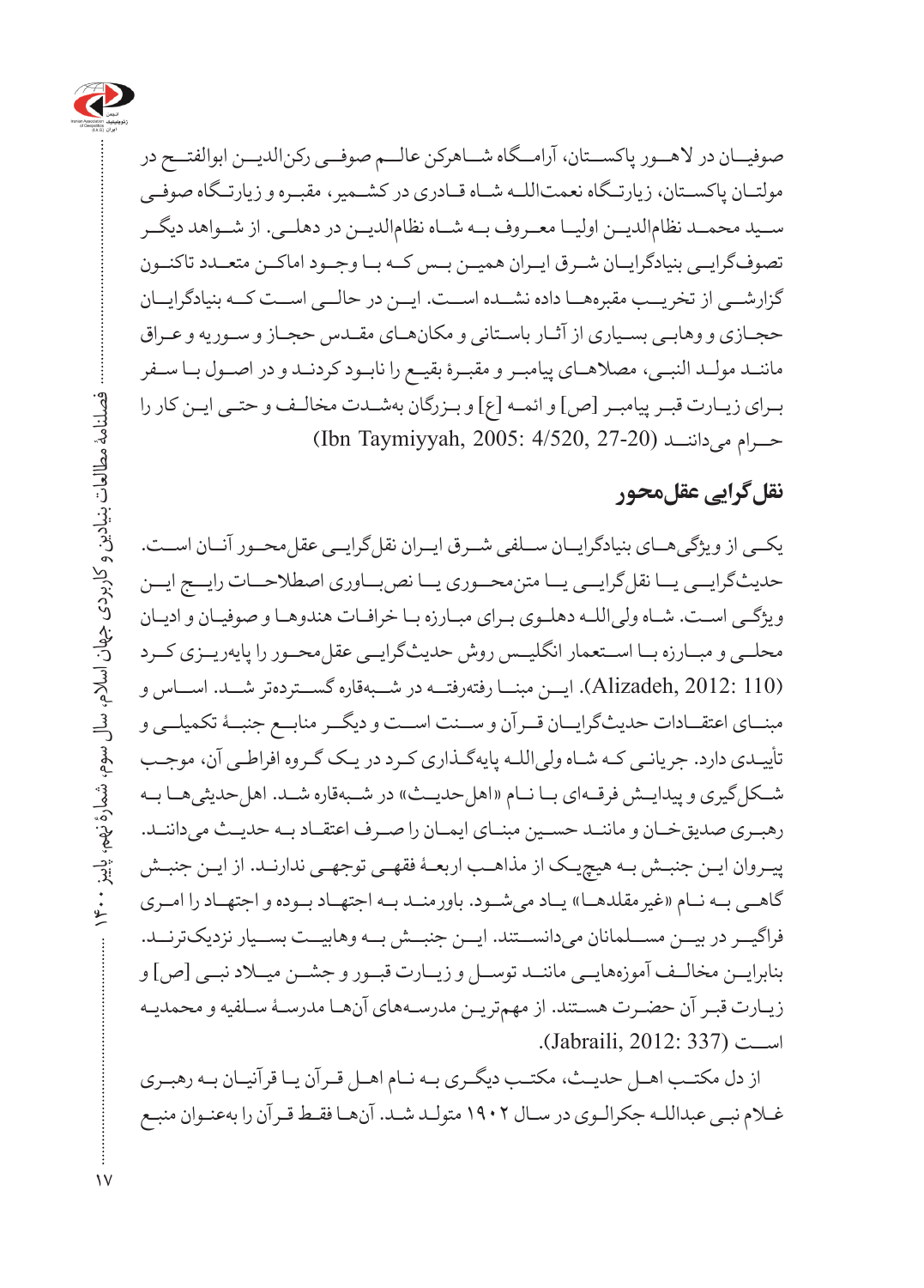صوفیـان در لاهــور پاکســتان، آرامــگاه شــاهرکن عالــم صوفــی رکن‌الدیــن ابوالفتــح در مولتـان پاکسـتان، زیارتـگاه نعمت‌اللـه شـاه قـادری در کشـمیر، مقبـره و زیارتـگاه صوفـی سـید محمـد نظام‌الدیـن اولیـا معـروف بـه شـاه نظام‌الدیـن در دهلـی. از شـواهد دیگـر تصوف‌گرایـی بنیادگرایـان شـرق ایـران همیـن بـس کـه بـا وجـود اماکـن متعـدد تاکنـون گزارشـی از تخریـب مقبره‌هـا داده نشـده اسـت. ایـن در حالـی اسـت کـه بنیادگرایـان حجـازی و وهابـی بسـیاری از آثـار باسـتانی و مکان‌هـای مقـدس حجـاز و سـوریه و عـراق ماننـد مولـد النبـی، مصلاهـای پیامبـر و مقبـرۀ بقیـع را نابـود کردنـد و در اصـول بـا سـفر بـرای زیـارت قبـر پیامبـر [ص] و ائمـه [ع] و بـزرگان به‌شـدت مخالـف و حتـی ایـن کار را حـرام می‌داننـد (Ibn Taymiyyah, 2005: 4/520, 27-20)

## نقل‌گرایی عقل‌محور

یکـی از ویژگی‌هـای بنیادگرایـان سـلفی شـرق ایـران نقل‌گرایـی عقل‌محـور آنـان اسـت. حدیث‌گرایـی یـا نقل‌گرایـی یـا متن‌محـوری یـا نص‌بـاوری اصطلاحـات رایـج ایـن ویژگـی اسـت. شـاه ولی‌اللـه دهلـوی بـرای مبـارزه بـا خرافـات هندوهـا و صوفیـان و ادیـان محلـی و مبـارزه بـا اسـتعمار انگلیـس روش حدیث‌گرایـی عقل‌محـور را پایه‌ریـزی کـرد (Alizadeh, 2012: 110). ایـن مبنـا رفته‌رفتـه در شـبه‌قاره گسـترده‌تر شـد. اسـاس و مبنـای اعتقـادات حدیث‌گرایـان قـرآن و سـنت اسـت و دیگـر منابـع جنبـۀ تکمیلـی و تأییـدی دارد. جریانـی کـه شـاه ولی‌اللـه پایه‌گـذاری کـرد در یـک گـروه افراطـی آن، موجـب شـکل‌گیری و پیدایـش فرقـه‌ای بـا نـام «اهل‌حدیـث» در شـبه‌قاره شـد. اهل‌حدیثی‌هـا بـه رهبـری صدیق‌خـان و ماننـد حسـین مبنـای ایمـان را صـرف اعتقـاد بـه حدیـث می‌داننـد. پیـروان ایـن جنبـش بـه هیچ‌یـک از مذاهـب اربعـۀ فقهـی توجهـی ندارنـد. از ایـن جنبـش گاهـی بـه نـام «غیرمقلدهـا» یـاد می‌شـود. باورمنـد بـه اجتهـاد بـوده و اجتهـاد را امـری فراگیـر در بیـن مسـلمانان می‌دانسـتند. ایـن جنبـش بـه وهابیـت بسـیار نزدیک‌ترنـد. بنابرایـن مخالـف آموزه‌هایـی ماننـد توسـل و زیـارت قبـور و جشـن میـلاد نبـی [ص] و زیـارت قبـر آن حضـرت هسـتند. از مهم‌تریـن مدرسـه‌های آن‌هـا مدرسـۀ سـلفیه و محمدیـه اسـت (Jabraili, 2012: 337).

از دل مکتـب اهـل حدیـث، مکتـب دیگـری بـه نـام اهـل قـرآن یـا قرآنیـان بـه رهبـری غـلام نبـی عبداللـه جکرالـوی در سـال ۱۹۰۲ متولـد شـد. آن‌هـا فقـط قـرآن را به‌عنـوان منبـع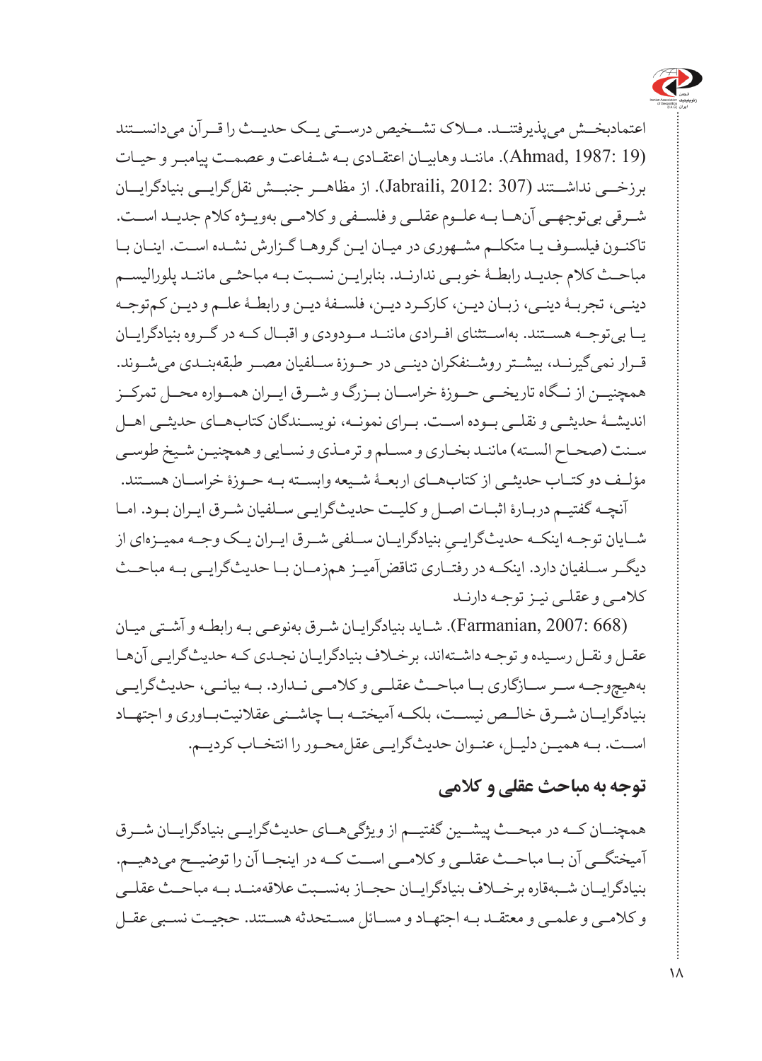اعتمادبخش می‌پذیرفتند. ملاک تشخیص درستی یک حدیث را قرآن می‌دانستند (Ahmad, 1987: 19). مانند وهابیان اعتقادی به شفاعت و عصمت پیامبر و حیات برزخی نداشتند (Jabraili, 2012: 307). از مظاهر جنبش نقل‌گرایی بنیادگرایان شرقی بی‌توجهی آن‌ها به علوم عقلی و فلسفی و کلامی به‌ویژه کلام جدید است. تاکنون فیلسوف یا متکلم مشهوری در میان این گروها گزارش نشده است. اینان با مباحث کلام جدید رابطهٔ خوبی ندارند. بنابراین نسبت به مباحثی مانند پلورالیسم دینی، تجربهٔ دینی، زبان دین، کارکرد دین، فلسفهٔ دین و رابطهٔ علم و دین کم‌توجه یا بی‌توجه هستند. به‌استثنای افرادی مانند مودودی و اقبال که در گروه بنیادگرایان قرار نمی‌گیرند، بیشتر روشنفکران دینی در حوزهٔ سلفیان مصر طبقه‌بندی می‌شوند. همچنین از نگاه تاریخی حوزهٔ خراسان بزرگ و شرق ایران همواره محل تمرکز اندیشهٔ حدیثی و نقلی بوده است. برای نمونه، نویسندگان کتاب‌های حدیثی اهل سنت (صحاح السته) مانند بخاری و مسلم و ترمذی و نسایی و همچنین شیخ طوسی مؤلف دو کتاب حدیثی از کتاب‌های اربعهٔ شیعه وابسته به حوزهٔ خراسان هستند.

آنچه گفتیم دربارهٔ اثبات اصل و کلیت حدیث‌گرایی سلفیان شرق ایران بود. اما شایان توجه اینکه حدیث‌گراییِ بنیادگرایان سلفی شرق ایران یک وجه ممیزه‌ای از دیگر سلفیان دارد. اینکه در رفتاری تناقض‌آمیز همزمان با حدیث‌گرایی به مباحث کلامی و عقلی نیز توجه دارند (Farmanian, 2007: 668). شاید بنیادگرایان شرق به‌نوعی به رابطه و آشتی میان عقل و نقل رسیده و توجه داشته‌اند، برخلاف بنیادگرایان نجدی که حدیث‌گرایی آن‌ها به‌هیچ‌وجه سر سازگاری با مباحث عقلی و کلامی ندارد. به بیانی، حدیث‌گرایی بنیادگرایان شرق خالص نیست، بلکه آمیخته با چاشنی عقلانیت‌باوری و اجتهاد است. به همین دلیل، عنوان حدیث‌گرایی عقل‌محور را انتخاب کردیم.

## توجه به مباحث عقلی و کلامی

همچنان که در مبحث پیشین گفتیم از ویژگی‌های حدیث‌گرایی بنیادگرایان شرق آمیختگی آن با مباحث عقلی و کلامی است که در اینجا آن را توضیح می‌دهیم. بنیادگرایان شبه‌قاره برخلاف بنیادگرایان حجاز به‌نسبت علاقه‌مند به مباحث عقلی و کلامی و علمی و معتقد به اجتهاد و مسائل مستحدثه هستند. حجیت نسبی عقل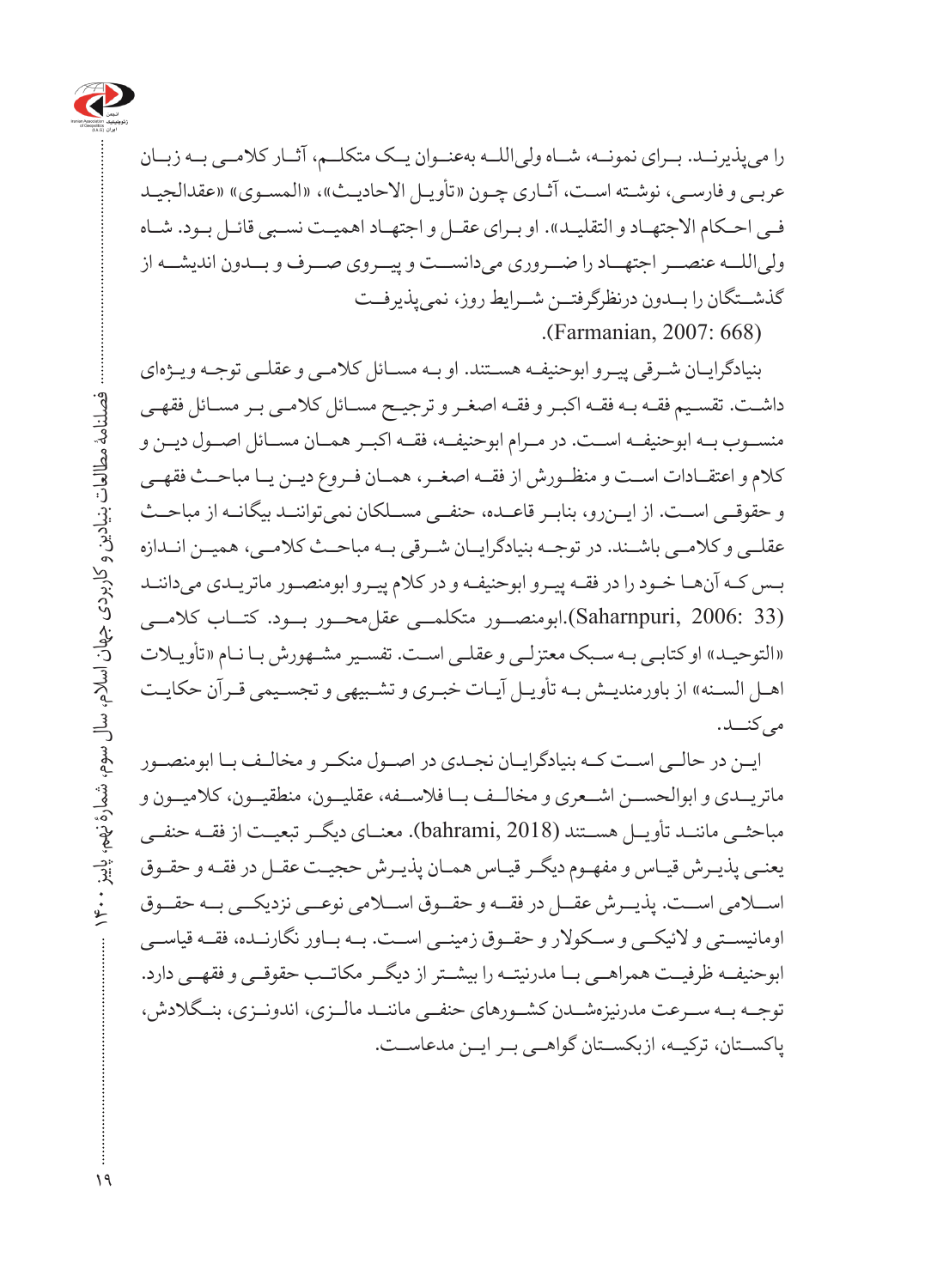را می‌پذیرند. برای نمونه، شاه ولی‌الله به‌عنوان یک متکلم، آثار کلامی به زبان عربی و فارسی، نوشته است، آثاری چون «تأویل الاحادیث»، «المسوی» «عقدالجید فی احکام الاجتهاد و التقلید». او برای عقل و اجتهاد اهمیت نسبی قائل بود. شاه ولی‌الله عنصر اجتهاد را ضروری می‌دانست و پیروی صرف و بدون اندیشه از گذشتگان را بدون درنظرگرفتن شرایط روز، نمی‌پذیرفت (Farmanian, 2007: 668).

بنیادگرایان شرقی پیرو ابوحنیفه هستند. او به مسائل کلامی و عقلی توجه ویژه‌ای داشت. تقسیم فقه به فقه اکبر و فقه اصغر و ترجیح مسائل کلامی بر مسائل فقهی منسوب به ابوحنیفه است. در مرام ابوحنیفه، فقه اکبر همان مسائل اصول دین و کلام و اعتقادات است و منظورش از فقه اصغر، همان فروع دین یا مباحث فقهی و حقوقی است. از این‌رو، بنابر قاعده، حنفی مسلکان نمی‌توانند بیگانه از مباحث عقلی و کلامی باشند. در توجه بنیادگرایان شرقی به مباحث کلامی، همین اندازه بس که آن‌ها خود را در فقه پیرو ابوحنیفه و در کلام پیرو ابومنصور ماتریدی می‌دانند (Saharnpuri, 2006: 33).ابومنصور متکلمی عقل‌محور بود. کتاب کلامی «التوحید» او کتابی به سبک معتزلی و عقلی است. تفسیر مشهورش با نام «تأویلات اهل السنه» از باورمندیش به تأویل آیات خبری و تشبیهی و تجسیمی قرآن حکایت می‌کند.

این در حالی است که بنیادگرایان نجدی در اصول منکر و مخالف با ابومنصور ماتریدی و ابوالحسن اشعری و مخالف با فلاسفه، عقلیون، منطقیون، کلامیون و مباحثی مانند تأویل هستند (bahrami, 2018). معنای دیگر تبعیت از فقه حنفی یعنی پذیرش قیاس و مفهوم دیگر قیاس همان پذیرش حجیت عقل در فقه و حقوق اسلامی است. پذیرش عقل در فقه و حقوق اسلامی نوعی نزدیکی به حقوق اومانیستی و لائیکی و سکولار و حقوق زمینی است. به باور نگارنده، فقه قیاسی ابوحنیفه ظرفیت همراهی با مدرنیته را بیشتر از دیگر مکاتب حقوقی و فقهی دارد. توجه به سرعت مدرنیزه‌شدن کشورهای حنفی مانند مالزی، اندونزی، بنگلادش، پاکستان، ترکیه، ازبکستان گواهی بر این مدعاست.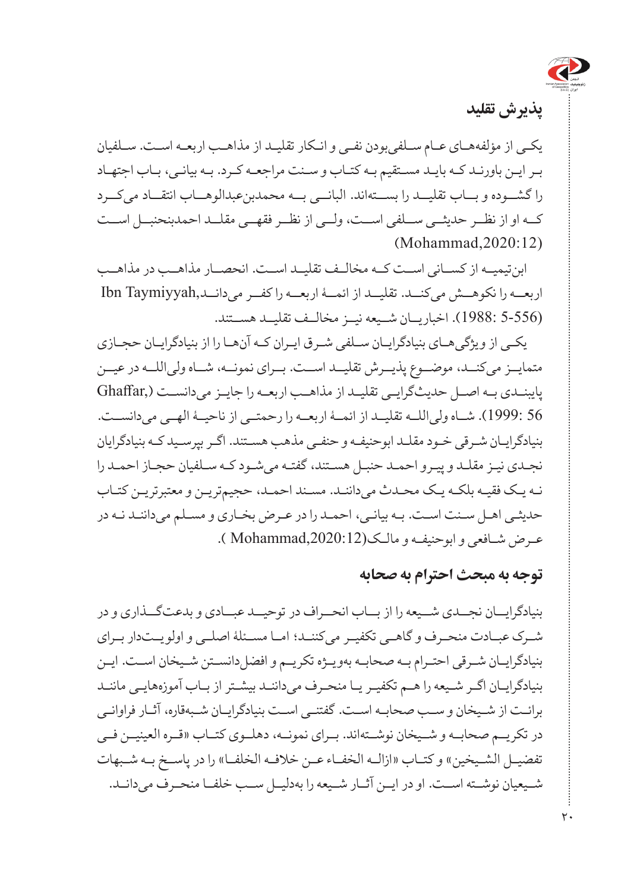## پذیرش تقلید

یکی از مؤلفه‌های عام سلفی‌بودن نفی و انکار تقلید از مذاهب اربعه است. سلفیان بر این باورند که باید مستقیم به کتاب و سنت مراجعه کرد. به بیانی، باب اجتهاد را گشوده و باب تقلید را بسته‌اند. البانی به محمدبن‌عبدالوهاب انتقاد می‌کرد که او از نظر حدیثی سلفی است، ولی از نظر فقهی مقلد احمدبن‌حنبل است (Mohammad,2020:12)

ابن‌تیمیه از کسانی است که مخالف تقلید است. انحصار مذاهب در مذاهب اربعه را نکوهش می‌کند. تقلید از ائمهٔ اربعه را کفر می‌داند(Ibn Taymiyyah, 1988: 5-556). اخباریان شیعه نیز مخالف تقلید هستند.

یکی از ویژگی‌های بنیادگرایان سلفی شرق ایران که آن‌ها را از بنیادگرایان حجازی متمایز می‌کند، موضوع پذیرش تقلید است. برای نمونه، شاه ولی‌الله در عین پایبندی به اصل حدیث‌گرایی تقلید از مذاهب اربعه را جایز می‌دانست (Ghaffar, 1999: 56). شاه ولی‌الله تقلید از ائمهٔ اربعه را رحمتی از ناحیهٔ الهی می‌دانست. بنیادگرایان شرقی خود مقلد ابوحنیفه و حنفی مذهب هستند. اگر بپرسید که بنیادگرایان نجدی نیز مقلد و پیرو احمد حنبل هستند، گفته می‌شود که سلفیان حجاز احمد را نه یک فقیه بلکه یک محدث می‌دانند. مسند احمد، حجیم‌ترین و معتبرترین کتاب حدیثی اهل سنت است. به بیانی، احمد را در عرض بخاری و مسلم می‌دانند نه در عرض شافعی و ابوحنیفه و مالک(Mohammad,2020:12 ).

## توجه به مبحث احترام به صحابه

بنیادگرایان نجدی شیعه را از باب انحراف در توحید عبادی و بدعت‌گذاری و در شرک عبادت منحرف و گاهی تکفیر می‌کنند؛ اما مسئلهٔ اصلی و اولویت‌دار برای بنیادگرایان شرقی احترام به صحابه به‌ویژه تکریم و افضل‌دانستن شیخان است. این بنیادگرایان اگر شیعه را هم تکفیر یا منحرف می‌دانند بیشتر از باب آموزه‌هایی مانند برائت از شیخان و سب صحابه است. گفتنی است بنیادگرایان شبه‌قاره، آثار فراوانی در تکریم صحابه و شیخان نوشته‌اند. برای نمونه، دهلوی کتاب «قره العینین فی تفضیل الشیخین» و کتاب «ازالة الخفاء عن خلافة الخلفا» را در پاسخ به شبهات شیعیان نوشته است. او در این آثار شیعه را به‌دلیل سب خلفا منحرف می‌داند.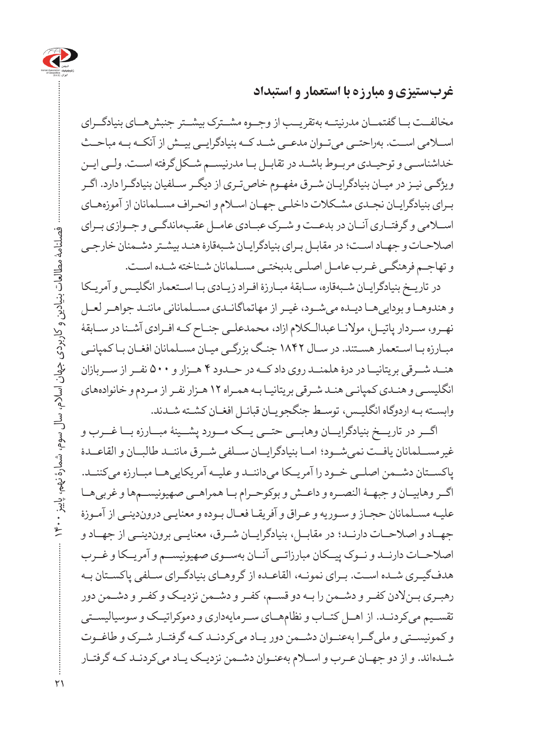## غرب‌ستیزی و مبارزه با استعمار و استبداد

مخالفت با گفتمان مدرنیته به‌تقریب از وجوه مشترک بیشتر جنبش‌های بنیادگرای اسلامی است. به‌راحتی می‌توان مدعی شد که بنیادگرایی بیش از آنکه به مباحث خداشناسی و توحیدی مربوط باشد در تقابل با مدرنیسم شکل‌گرفته است. ولی این ویژگی نیز در میان بنیادگرایان شرق مفهوم خاص‌تری از دیگر سلفیان بنیادگرا دارد. اگر برای بنیادگرایان نجدی مشکلات داخلی جهان اسلام و انحراف مسلمانان از آموزه‌های اسلامی و گرفتاری آنان در بدعت و شرک عبادی عامل عقب‌ماندگی و جوازی برای اصلاحات و جهاد است؛ در مقابل برای بنیادگرایان شبه‌قارهٔ هند بیشتر دشمنان خارجی و تهاجم فرهنگی غرب عامل اصلی بدبختی مسلمانان شناخته شده است.

در تاریخ بنیادگرایان شبه‌قاره، سابقهٔ مبارزهٔ افراد زیادی با استعمار انگلیس و آمریکا و هندوها و بودایی‌ها دیده می‌شود، غیر از مهاتماگاندی مسلمانانی مانند جواهر لعل نهرو، سردار پاتیل، مولانا عبدالکلام ازاد، محمدعلی جناح که افرادی آشنا در سابقهٔ مبارزه با استعمار هستند. در سال ۱۸۴۲ جنگ بزرگی میان مسلمانان افغان با کمپانی هند شرقی بریتانیا در درهٔ هلمند روی داد که در حدود ۴ هزار و ۵۰۰ نفر از سربازان انگلیسی و هندی کمپانی هند شرقی بریتانیا به همراه ۱۲ هزار نفر از مردم و خانواده‌های وابسته به اردوگاه انگلیس، توسط جنگجویان قبائل افغان کشته شدند.

اگر در تاریخ بنیادگرایان وهابی حتی یک مورد پشینهٔ مبارزه با غرب و غیرمسلمانان یافت نمی‌شود؛ اما بنیادگرایان سلفی شرق مانند طالبان و القاعدهٔ پاکستان دشمن اصلی خود را آمریکا می‌دانند و علیه آمریکایی‌ها مبارزه می‌کنند. اگر وهابیان و جبههٔ النصره و داعش و بوکوحرام با همراهی صهیونیسم‌ها و غربی‌ها علیه مسلمانان حجاز و سوریه و عراق و آفریقا فعال بوده و معنایی درون‌دینی از آموزهٔ جهاد و اصلاحات دارند؛ در مقابل، بنیادگرایان شرق، معنایی برون‌دینی از جهاد و اصلاحات دارند و نوک پیکان مبارزاتی آنان به‌سوی صهیونیسم و آمریکا و غرب هدف‌گیری شده است. برای نمونه، القاعده از گروه‌های بنیادگرای سلفی پاکستان به رهبری بن‌لادن کفر و دشمن را به دو قسم، کفر و دشمن نزدیک و کفر و دشمن دور تقسیم می‌کردند. از اهل کتاب و نظام‌های سرمایه‌داری و دموکراتیک و سوسیالیستی و کمونیستی و ملی‌گرا به‌عنوان دشمن دور یاد می‌کردند که گرفتار شرک و طاغوت شده‌اند. و از دو جهان عرب و اسلام به‌عنوان دشمن نزدیک یاد می‌کردند که گرفتار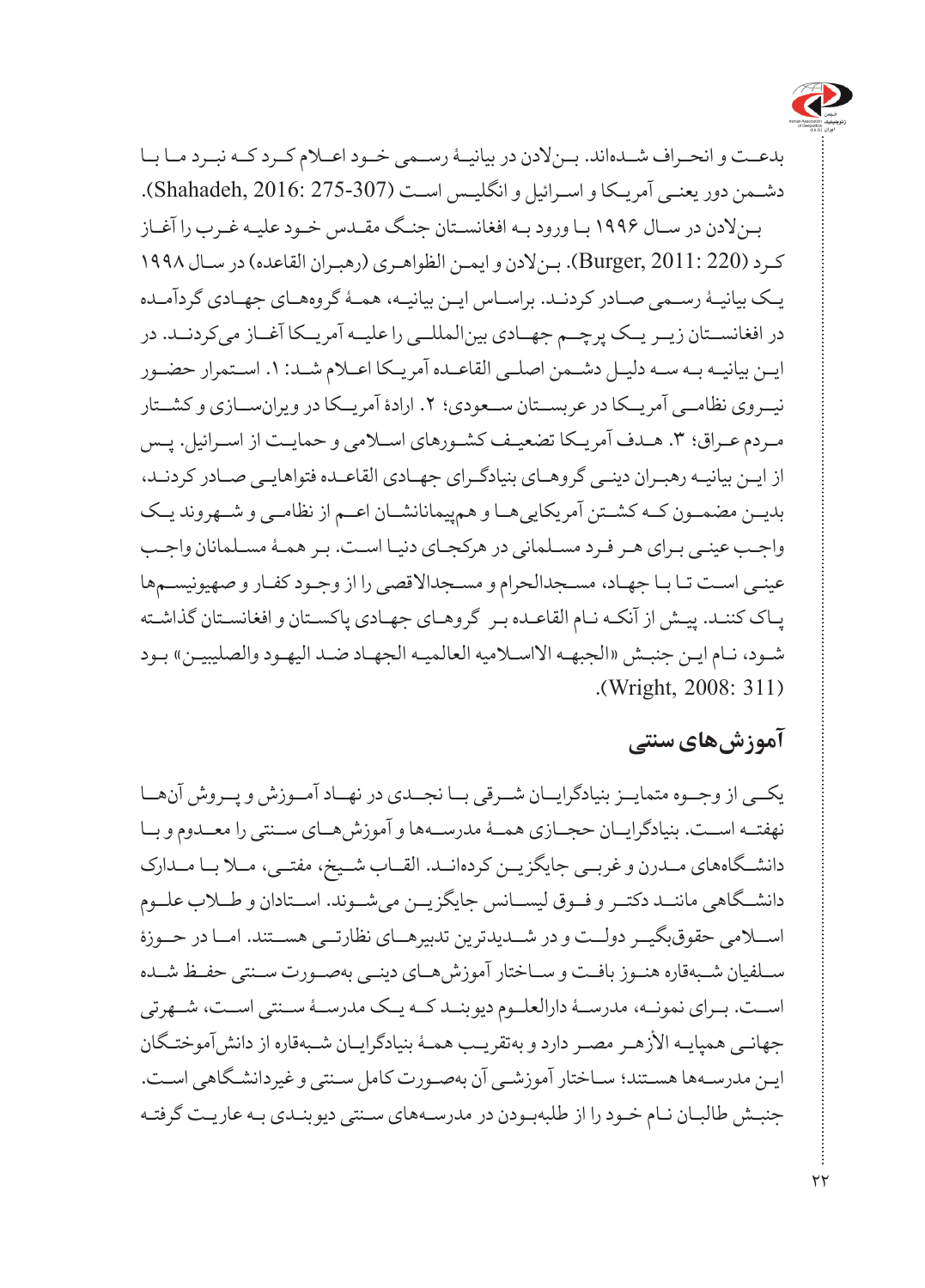بدعت و انحراف شده‌اند. بن‌لادن در بیانیهٔ رسمی خود اعلام کرد که نبرد ما با دشمن دور یعنی آمریکا و اسرائیل و انگلیس است (Shahadeh, 2016: 275-307).

بن‌لادن در سال ۱۹۹۶ با ورود به افغانستان جنگ مقدس خود علیه غرب را آغاز کرد (Burger, 2011: 220). بن‌لادن و ایمن الظواهری (رهبران القاعده) در سال ۱۹۹۸ یک بیانیهٔ رسمی صادر کردند. براساس این بیانیه، همهٔ گروه‌های جهادی گردآمده در افغانستان زیر یک پرچم جهادی بین‌المللی را علیه آمریکا آغاز می‌کردند. در این بیانیه به سه دلیل دشمن اصلی القاعده آمریکا اعلام شد: ۱. استمرار حضور نیروی نظامی آمریکا در عربستان سعودی؛ ۲. ارادهٔ آمریکا در ویران‌سازی و کشتار مردم عراق؛ ۳. هدف آمریکا تضعیف کشورهای اسلامی و حمایت از اسرائیل. پس از این بیانیه رهبران دینی گروه‌های بنیادگرای جهادی القاعده فتواهایی صادر کردند، بدین مضمون که کشتن آمریکایی‌ها و هم‌پیمانانشان اعم از نظامی و شهروند یک واجب عینی برای هر فرد مسلمانی در هرکجای دنیا است. بر همهٔ مسلمانان واجب عینی است تا با جهاد، مسجدالحرام و مسجدالاقصی را از وجود کفار و صهیونیسم‌ها پاک کنند. پیش از آنکه نام القاعده بر گروه‌های جهادی پاکستان و افغانستان گذاشته شود، نام این جنبش «الجبهه الاسلامیه العالمیه الجهاد ضد الیهود والصلیبین» بود (Wright, 2008: 311).

## آموزش‌های سنتی

یکی از وجوه متمایز بنیادگرایان شرقی با نجدی در نهاد آموزش و پرورش آن‌ها نهفته است. بنیادگرایان حجازی همهٔ مدرسه‌ها و آموزش‌های سنتی را معدوم و با دانشگاه‌های مدرن و غربی جایگزین کرده‌اند. القاب شیخ، مفتی، ملا با مدارک دانشگاهی مانند دکتر و فوق لیسانس جایگزین می‌شوند. استادان و طلاب علوم اسلامی حقوق‌بگیر دولت و در شدیدترین تدبیرهای نظارتی هستند. اما در حوزهٔ سلفیان شبه‌قاره هنوز بافت و ساختار آموزش‌های دینی به‌صورت سنتی حفظ شده است. برای نمونه، مدرسهٔ دارالعلوم دیوبند که یک مدرسهٔ سنتی است، شهرتی جهانی همپایه الأزهر مصر دارد و به‌تقریب همهٔ بنیادگرایان شبه‌قاره از دانش‌آموختگان این مدرسه‌ها هستند؛ ساختار آموزشی آن به‌صورت کامل سنتی و غیردانشگاهی است. جنبش طالبان نام خود را از طلبه‌بودن در مدرسه‌های سنتی دیوبندی به عاریت گرفته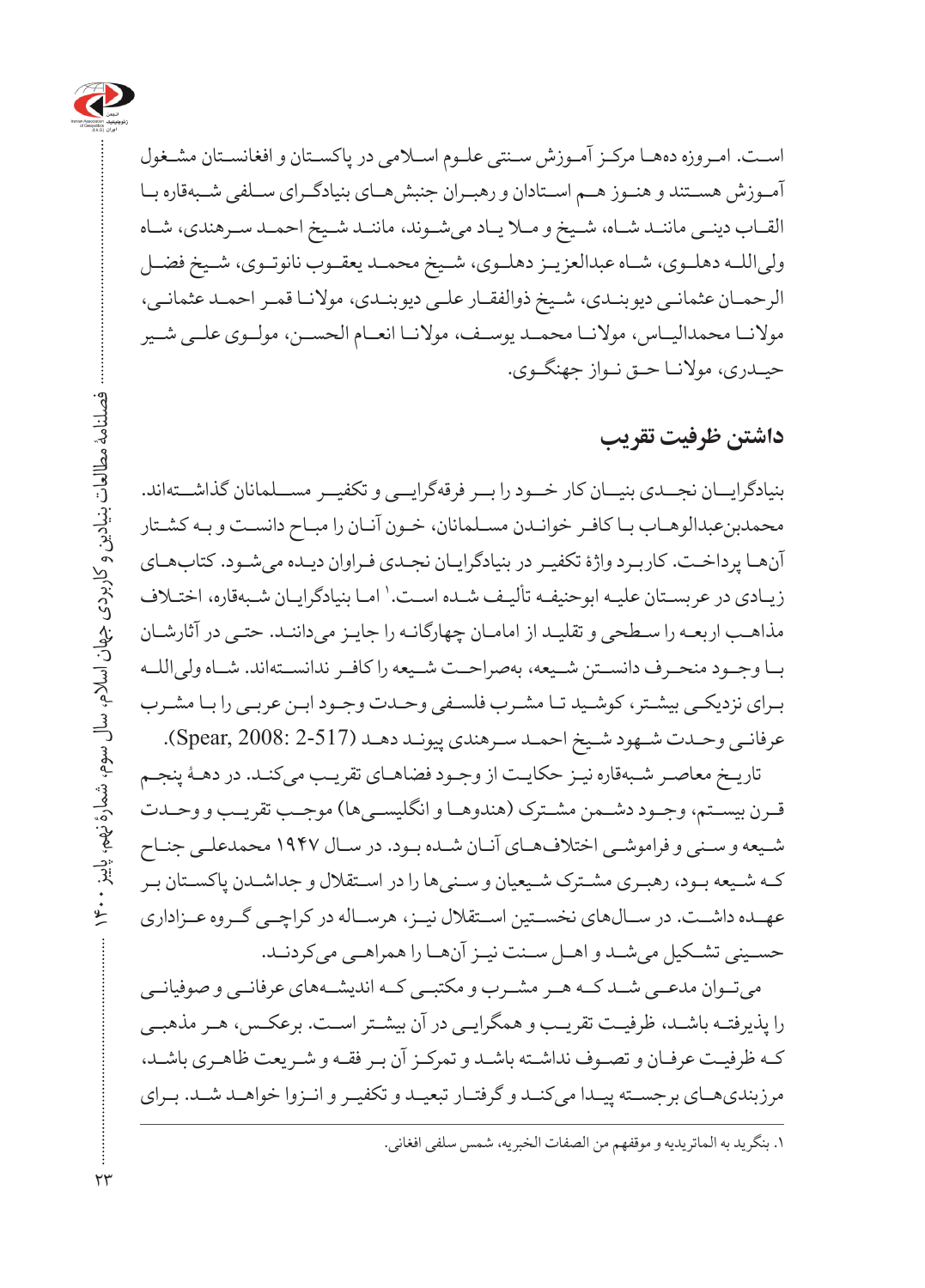است. امروزه ده‌ها مرکز آموزش سنتی علوم اسلامی در پاکستان و افغانستان مشغول آموزش هستند و هنوز هم استادان و رهبران جنبش‌های بنیادگرای سلفی شبه‌قاره با القاب دینی مانند شاه، شیخ و ملا یاد می‌شوند، مانند شیخ احمد سرهندی، شاه ولی‌الله دهلوی، شاه عبدالعزیز دهلوی، شیخ محمد یعقوب نانوتوی، شیخ فضل الرحمان عثمانی دیوبندی، شیخ ذوالفقار علی دیوبندی، مولانا قمر احمد عثمانی، مولانا محمدالیاس، مولانا محمد یوسف، مولانا انعام الحسن، مولوی علی شیر حیدری، مولانا حق نواز جهنگوی.

## داشتن ظرفیت تقریب

بنیادگرایان نجدی بنیان کار خود را بر فرقه‌گرایی و تکفیر مسلمانان گذاشته‌اند. محمدبن‌عبدالوهاب با کافر خواندن مسلمانان، خون آنان را مباح دانست و به کشتار آن‌ها پرداخت. کاربرد واژهٔ تکفیر در بنیادگرایان نجدی فراوان دیده می‌شود. کتاب‌های زیادی در عربستان علیه ابوحنیفه تألیف شده است.[1] اما بنیادگرایان شبه‌قاره، اختلاف مذاهب اربعه را سطحی و تقلید از امامان چهارگانه را جایز می‌دانند. حتی در آثارشان با وجود منحرف دانستن شیعه، به‌صراحت شیعه را کافر ندانسته‌اند. شاه ولی‌الله برای نزدیکی بیشتر، کوشید تا مشرب فلسفی وحدت وجود ابن عربی را با مشرب عرفانی وحدت شهود شیخ احمد سرهندی پیوند دهد (Spear, 2008: 2-517).

تاریخ معاصر شبه‌قاره نیز حکایت از وجود فضاهای تقریب می‌کند. در دهۀ پنجم قرن بیستم، وجود دشمن مشترک (هندوها و انگلیسی‌ها) موجب تقریب و وحدت شیعه و سنی و فراموشی اختلاف‌های آنان شده بود. در سال ۱۹۴۷ محمدعلی جناح که شیعه بود، رهبری مشترک شیعیان و سنی‌ها را در استقلال و جداشدن پاکستان بر عهده داشت. در سال‌های نخستین استقلال نیز، هرساله در کراچی گروه عزاداری حسینی تشکیل می‌شد و اهل سنت نیز آن‌ها را همراهی می‌کردند.

می‌توان مدعی شد که هر مشرب و مکتبی که اندیشه‌های عرفانی و صوفیانی را پذیرفته باشد، ظرفیت تقریب و همگرایی در آن بیشتر است. برعکس، هر مذهبی که ظرفیت عرفان و تصوف نداشته باشد و تمرکز آن بر فقه و شریعت ظاهری باشد، مرزبندی‌های برجسته پیدا می‌کند و گرفتار تبعید و تکفیر و انزوا خواهد شد. برای

---

۱. بنگرید به الماتریدیه و موقفهم من الصفات الخبریه، شمس سلفی افغانی.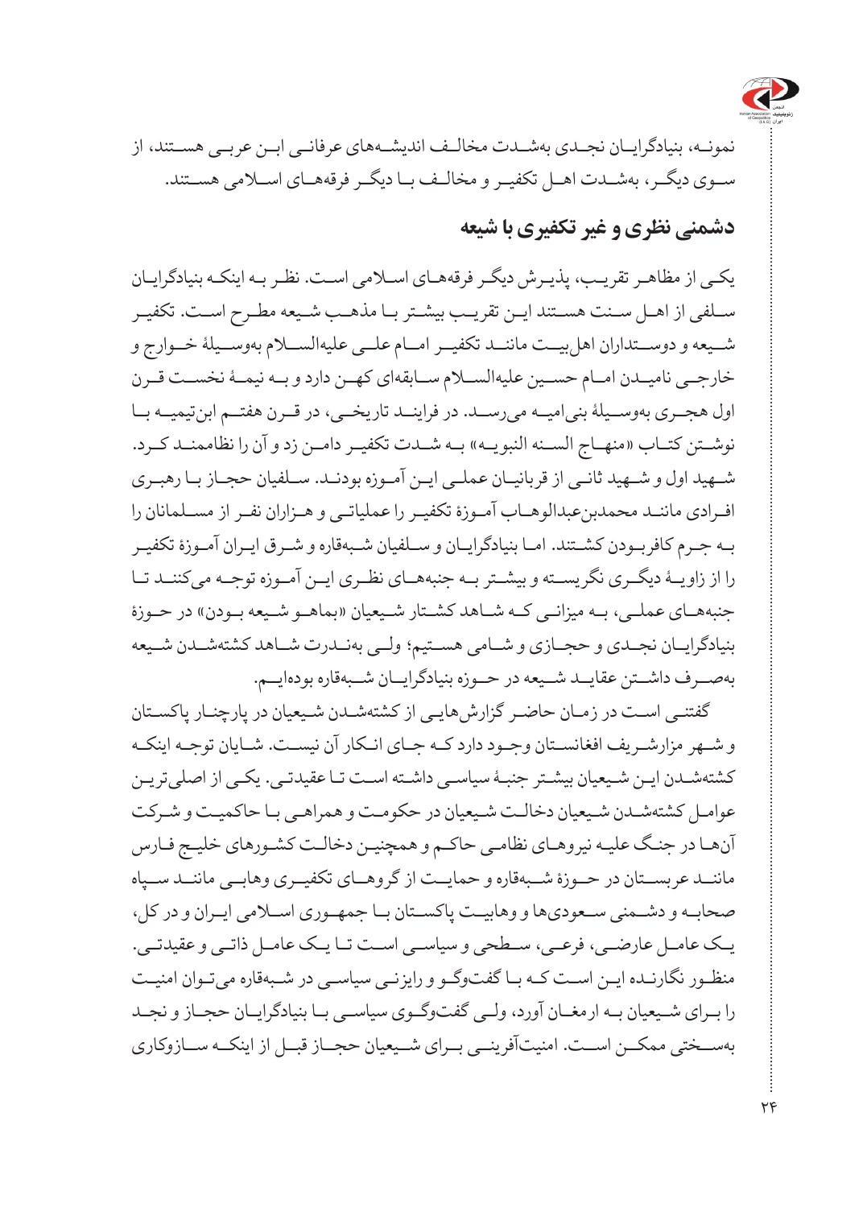نمونـه، بنیادگرایـان نجـدی به‌شـدت مخالـف اندیشـه‌های عرفانـی ابـن عربـی هسـتند، از سـوی دیگـر، به‌شـدت اهـل تکفیـر و مخالـف بـا دیگـر فرقه‌هـای اسـلامی هسـتند.

## دشمنی نظری و غیر تکفیری با شیعه

یکـی از مظاهـر تقریـب، پذیـرش دیگـر فرقه‌هـای اسـلامی اسـت. نظـر بـه اینکـه بنیادگرایـان سـلفی از اهـل سـنت هسـتند ایـن تقریـب بیشـتر بـا مذهـب شـیعه مطـرح اسـت. تکفیـر شـیعه و دوسـتداران اهل‌بیـت ماننـد تکفیـر امـام علـی علیه‌السـلام به‌وسـیلهٔ خـوارج و خارجـی نامیـدن امـام حسـین علیه‌السـلام سـابقه‌ای کهـن دارد و بـه نیمـهٔ نخسـت قـرن اول هجـری به‌وسـیلهٔ بنی‌امیـه می‌رسـد. در فراینـد تاریخـی، در قـرن هفتـم ابن‌تیمیـه بـا نوشـتن کتـاب «منهـاج السـنه النبویـه» بـه شـدت تکفیـر دامـن زد و آن را نظاممنـد کـرد. شـهید اول و شـهید ثانـی از قربانیـان عملـی ایـن آمـوزه بودنـد. سـلفیان حجـاز بـا رهبـری افـرادی ماننـد محمدبن‌عبدالوهـاب آمـوزهٔ تکفیـر را عملیاتـی و هـزاران نفـر از مسـلمانان را بـه جـرم کافربـودن کشـتند. امـا بنیادگرایـان و سـلفیان شـبه‌قاره و شـرق ایـران آمـوزهٔ تکفیـر را از زاویـهٔ دیگـری نگریسـته و بیشـتر بـه جنبه‌هـای نظـری ایـن آمـوزه توجـه می‌کننـد تـا جنبه‌هـای عملـی، بـه میزانـی کـه شـاهد کشـتار شـیعیان «بماهـو شـیعه بـودن» در حـوزهٔ بنیادگرایـان نجـدی و حجـازی و شـامی هسـتیم؛ ولـی به‌نـدرت شـاهد کشته‌شـدن شـیعه به‌صـرف داشـتن عقایـد شـیعه در حـوزه بنیادگرایـان شـبه‌قاره بوده‌ایـم.

گفتنـی اسـت در زمـان حاضـر گزارش‌هایـی از کشته‌شـدن شـیعیان در پارچنـار پاکسـتان و شـهر مزارشـریف افغانسـتان وجـود دارد کـه جـای انـکار آن نیسـت. شـایان توجـه اینکـه کشته‌شـدن ایـن شـیعیان بیشـتر جنبـهٔ سیاسـی داشـته اسـت تـا عقیدتـی. یکـی از اصلی‌تریـن عوامـل کشته‌شـدن شـیعیان دخالـت شـیعیان در حکومـت و همراهـی بـا حاکمیـت و شـرکت آن‌هـا در جنـگ علیـه نیروهـای نظامـی حاکـم و همچنیـن دخالـت کشـورهای خلیـج فـارس ماننـد عربسـتان در حـوزهٔ شـبه‌قاره و حمایـت از گروهـای تکفیـری وهابـی ماننـد سـپاه صحابـه و دشـمنی سـعودی‌ها و وهابیـت پاکسـتان بـا جمهـوری اسـلامی ایـران و در کل، یـک عامـل عارضـی، فرعـی، سـطحی و سیاسـی اسـت تـا یـک عامـل ذاتـی و عقیدتـی. منظـور نگارنـده ایـن اسـت کـه بـا گفت‌وگـو و رایزنـی سیاسـی در شـبه‌قاره می‌تـوان امنیـت را بـرای شـیعیان بـه ارمغـان آورد، ولـی گفت‌وگـوی سیاسـی بـا بنیادگرایـان حجـاز و نجـد به‌سـختی ممکـن اسـت. امنیت‌آفرینـی بـرای شـیعیان حجـاز قبـل از اینکـه سـازوکاری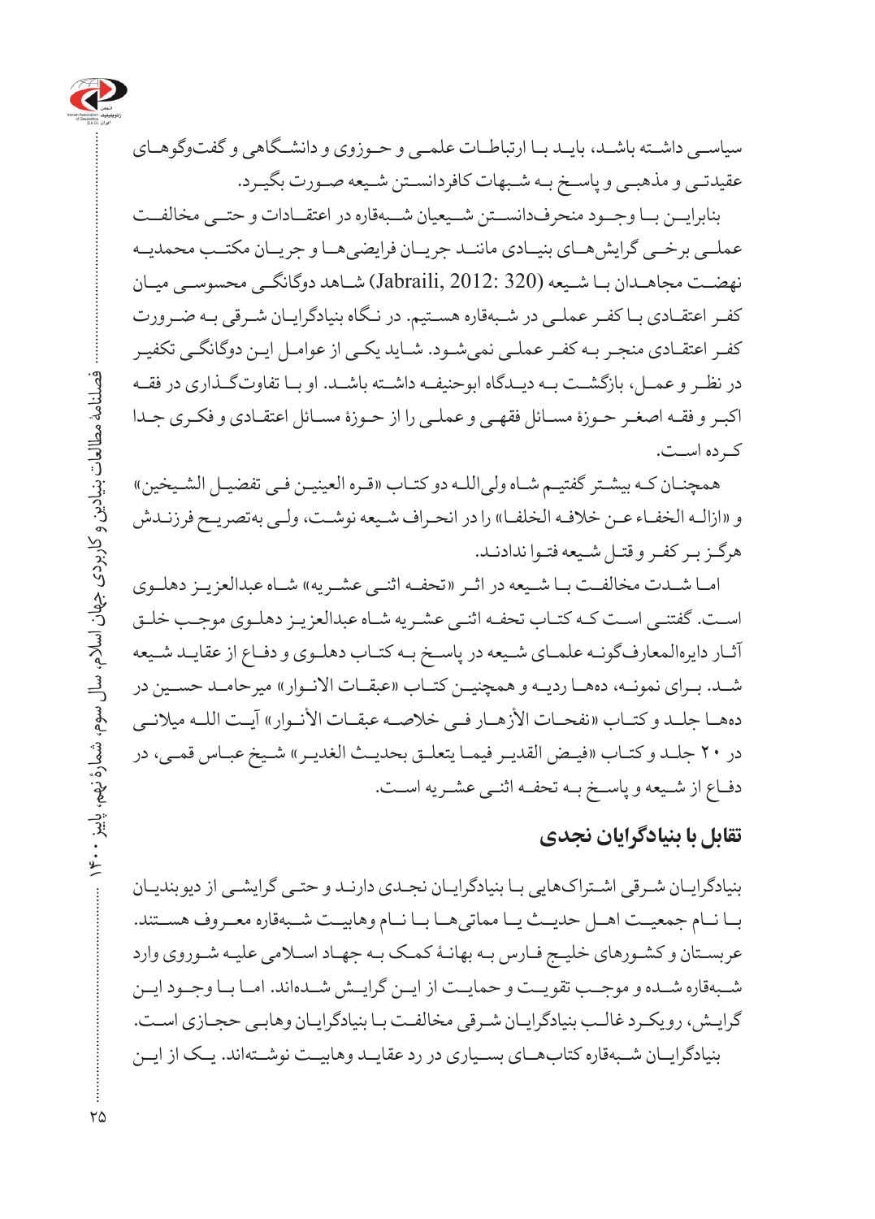سیاسی داشته باشد، باید با ارتباطات علمی و حوزوی و دانشگاهی و گفت‌وگوهای عقیدتی و مذهبی و پاسخ به شبهات کافردانستن شیعه صورت بگیرد.

بنابراین با وجود منحرف‌دانستن شیعیان شبه‌قاره در اعتقادات و حتی مخالفت عملی برخی گرایش‌های بنیادی مانند جریان فرایضی‌ها و جریان مکتب محمدیه نهضت مجاهدان با شیعه (Jabraili, 2012: 320) شاهد دوگانگی محسوسی میان کفر اعتقادی با کفر عملی در شبه‌قاره هستیم. در نگاه بنیادگرایان شرقی به ضرورت کفر اعتقادی منجر به کفر عملی نمی‌شود. شاید یکی از عوامل این دوگانگی تکفیر در نظر و عمل، بازگشت به دیدگاه ابوحنیفه داشته باشد. او با تفاوت‌گذاری در فقه اکبر و فقه اصغر حوزۀ مسائل فقهی و عملی را از حوزۀ مسائل اعتقادی و فکری جدا کرده است.

همچنان که بیشتر گفتیم شاه ولی‌الله دو کتاب «قره العینین فی تفضیل الشیخین» و «ازاله الخفاء عن خلافه الخلفا» را در انحراف شیعه نوشت، ولی به‌تصریح فرزندش هرگز بر کفر و قتل شیعه فتوا ندادند.

اما شدت مخالفت با شیعه در اثر «تحفه اثنی عشریه» شاه عبدالعزیز دهلوی است. گفتنی است که کتاب تحفه اثنی عشریه شاه عبدالعزیز دهلوی موجب خلق آثار دایره‌المعارف‌گونه علمای شیعه در پاسخ به کتاب دهلوی و دفاع از عقاید شیعه شد. برای نمونه، ده‌ها ردیه و همچنین کتاب «عبقات الانوار» میرحامد حسین در ده‌ها جلد و کتاب «نفحات الأزهار فی خلاصه عبقات الأنوار» آیت الله میلانی در ۲۰ جلد و کتاب «فیض القدیر فیما یتعلق بحدیث الغدیر» شیخ عباس قمی، در دفاع از شیعه و پاسخ به تحفه اثنی عشریه است.

## تقابل با بنیادگرایان نجدی

بنیادگرایان شرقی اشتراک‌هایی با بنیادگرایان نجدی دارند و حتی گرایشی از دیوبندیان با نام جمعیت اهل حدیث یا مماتی‌ها با نام وهابیت شبه‌قاره معروف هستند. عربستان و کشورهای خلیج فارس به بهانۀ کمک به جهاد اسلامی علیه شوروی وارد شبه‌قاره شده و موجب تقویت و حمایت از این گرایش شده‌اند. اما با وجود این گرایش، رویکرد غالب بنیادگرایان شرقی مخالفت با بنیادگرایان وهابی حجازی است. بنیادگرایان شبه‌قاره کتاب‌های بسیاری در رد عقاید وهابیت نوشته‌اند. یک از این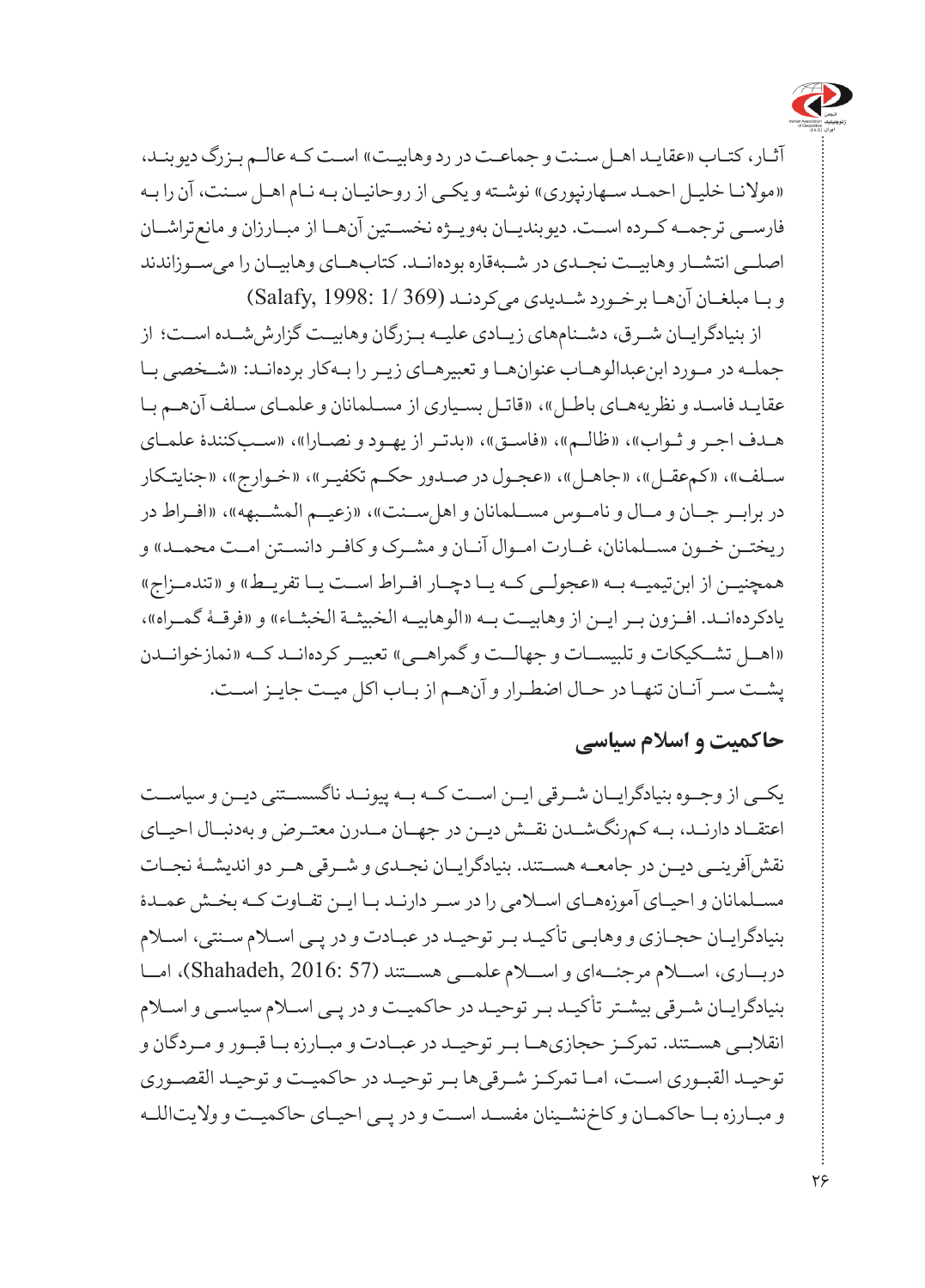آثار، کتاب «عقاید اهل سنت و جماعت در رد وهابیت» است که عالم بزرگ دیوبند، «مولانا خلیل احمد سهارنپوری» نوشته و یکی از روحانیان به نام اهل سنت، آن را به فارسی ترجمه کرده است. دیوبندیان به‌ویژه نخستین آن‌ها از مبارزان و مانع‌تراشان اصلی انتشار وهابیت نجدی در شبه‌قاره بوده‌اند. کتاب‌های وهابیان را می‌سوزاندند و با مبلغان آن‌ها برخورد شدیدی می‌کردند (Salafy, 1998: 1/ 369)

از بنیادگرایان شرق، دشنام‌های زیادی علیه بزرگان وهابیت گزارش‌شده است؛ از جمله در مورد ابن‌عبدالوهاب عنوان‌ها و تعبیرهای زیر را به‌کار برده‌اند: «شخصی با عقاید فاسد و نظریه‌های باطل»، «قاتل بسیاری از مسلمانان و علمای سلف آن‌هم با هدف اجر و ثواب»، «ظالم»، «فاسق»، «بدتر از یهود و نصارا»، «سب‌کنندهٔ علمای سلف»، «کم‌عقل»، «جاهل»، «عجول در صدور حکم تکفیر»، «خوارج»، «جنایتکار در برابر جان و مال و ناموس مسلمانان و اهل‌سنت»، «زعیم المشبهه»، «افراط در ریختن خون مسلمانان، غارت اموال آنان و مشرک و کافر دانستن امت محمد» و همچنین از ابن‌تیمیه به «عجولی که یا دچار افراط است یا تفریط» و «تندمزاج» یادکرده‌اند. افزون بر این از وهابیت به «الوهابیه الخبیثة الخبثاء» و «فرقهٔ گمراه»، «اهل تشکیکات و تلبیسات و جهالت و گمراهی» تعبیر کرده‌اند که «نمازخواندن پشت سر آنان تنها در حال اضطرار و آن‌هم از باب اکل میت جایز است.

## حاکمیت و اسلام سیاسی

یکی از وجوه بنیادگرایان شرقی این است که به پیوند ناگسستنی دین و سیاست اعتقاد دارند، به کم‌رنگ‌شدن نقش دین در جهان مدرن معترض و به‌دنبال احیای نقش‌آفرینی دین در جامعه هستند. بنیادگرایان نجدی و شرقی هر دو اندیشهٔ نجات مسلمانان و احیای آموزه‌های اسلامی را در سر دارند با این تفاوت که بخش عمدهٔ بنیادگرایان حجازی و وهابی تأکید بر توحید در عبادت و در پی اسلام سنتی، اسلام درباری، اسلام مرجئه‌ای و اسلام علمی هستند (Shahadeh, 2016: 57)، اما بنیادگرایان شرقی بیشتر تأکید بر توحید در حاکمیت و در پی اسلام سیاسی و اسلام انقلابی هستند. تمرکز حجازی‌ها بر توحید در عبادت و مبارزه با قبور و مردگان و توحید القبوری است، اما تمرکز شرقی‌ها بر توحید در حاکمیت و توحید القصوری و مبارزه با حاکمان و کاخ‌نشینان مفسد است و در پی احیای حاکمیت و ولایت‌الله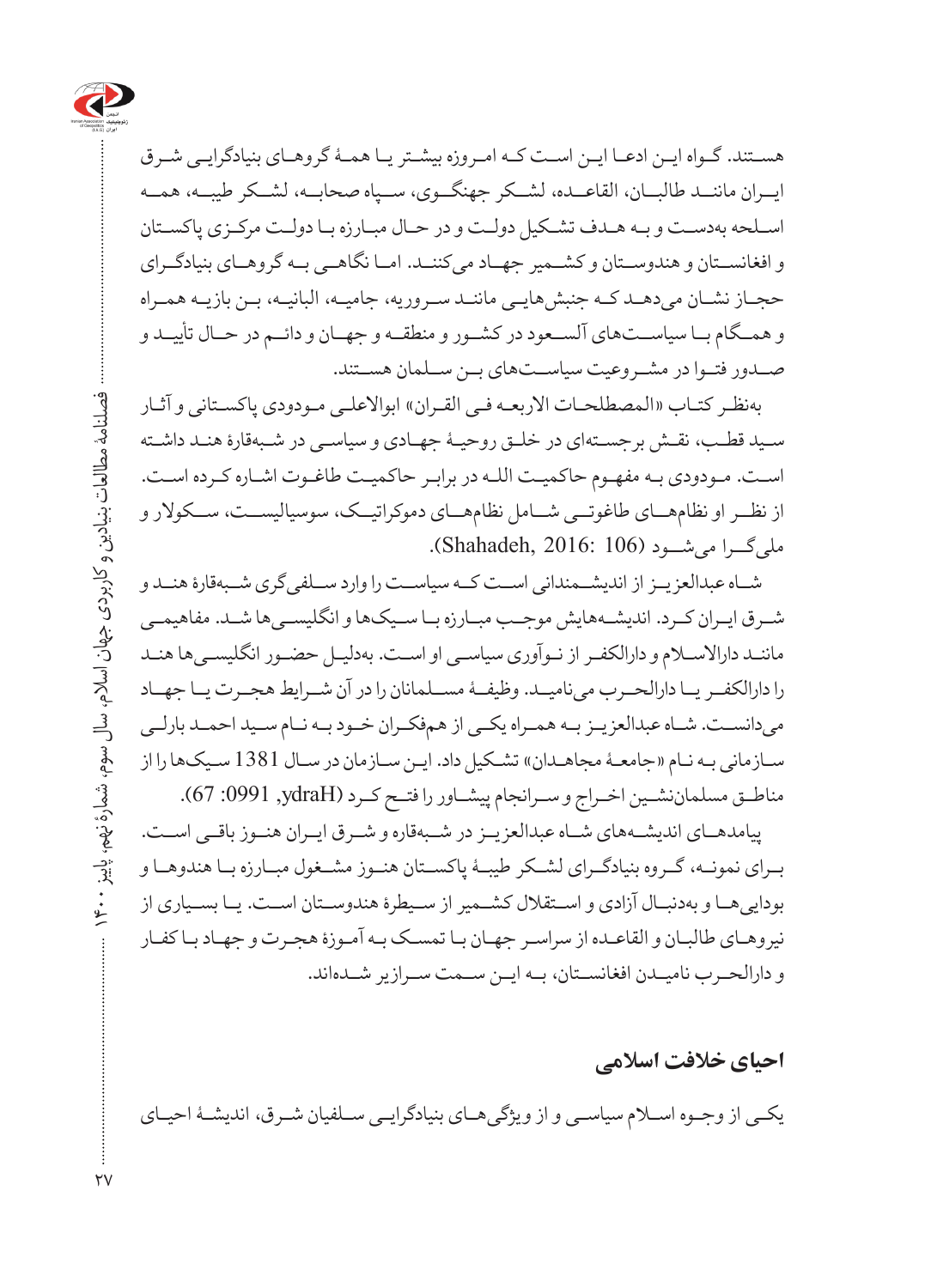هستند. گواه این ادعا این است که امروزه بیشتر یا همهٔ گروهای بنیادگرایی شرق ایران مانند طالبان، القاعده، لشکر جهنگوی، سپاه صحابه، لشکر طیبه، همه اسلحه بهدست و به هدف تشکیل دولت و در حال مبارزه با دولت مرکزی پاکستان و افغانستان و هندوستان و کشمیر جهاد می‌کنند. اما نگاهی به گروهای بنیادگرای حجاز نشان می‌دهد که جنبش‌هایی مانند سروریه، جامیه، البانیه، بن بازیه همراه و همگام با سیاست‌های آلسعود در کشور و منطقه و جهان و دائم در حال تأیید و صدور فتوا در مشروعیت سیاست‌های بن سلمان هستند.

به‌نظر کتاب «المصطلحات الاربعه فی القران» ابوالاعلی مودودی پاکستانی و آثار سید قطب، نقش برجسته‌ای در خلق روحیهٔ جهادی و سیاسی در شبه‌قارهٔ هند داشته است. مودودی به مفهوم حاکمیت الله در برابر حاکمیت طاغوت اشاره کرده است. از نظر او نظام‌های طاغوتی شامل نظام‌های دموکراتیک، سوسیالیست، سکولار و ملی‌گرا می‌شود (Shahadeh, 2016: 106).

شاه عبدالعزیز از اندیشمندانی است که سیاست را وارد سلفی‌گری شبه‌قارهٔ هند و شرق ایران کرد. اندیشه‌هایش موجب مبارزه با سیک‌ها و انگلیسی‌ها شد. مفاهیمی مانند دارالاسلام و دارالکفر از نوآوری سیاسی او است. به‌دلیل حضور انگلیسی‌ها هند را دارالکفر یا دارالحرب می‌نامید. وظیفهٔ مسلمانان را در آن شرایط هجرت یا جهاد می‌دانست. شاه عبدالعزیز به همراه یکی از همفکران خود به نام سید احمد بارلی سازمانی به نام «جامعهٔ مجاهدان» تشکیل داد. این سازمان در سال 1381 سیک‌ها را از مناطق مسلمان‌نشین اخراج و سرانجام پیشاور را فتح کرد (Hardy, 1990: 67).

پیامدهای اندیشه‌های شاه عبدالعزیز در شبه‌قاره و شرق ایران هنوز باقی است. برای نمونه، گروه بنیادگرای لشکر طیبهٔ پاکستان هنوز مشغول مبارزه با هندوها و بودایی‌ها و به‌دنبال آزادی و استقلال کشمیر از سیطرهٔ هندوستان است. یا بسیاری از نیروهای طالبان و القاعده از سراسر جهان با تمسک به آموزهٔ هجرت و جهاد با کفار و دارالحرب نامیدن افغانستان، به این سمت سرازیر شده‌اند.

## احیای خلافت اسلامی

یکی از وجوه اسلام سیاسی و از ویژگی‌های بنیادگرایی سلفیان شرق، اندیشهٔ احیای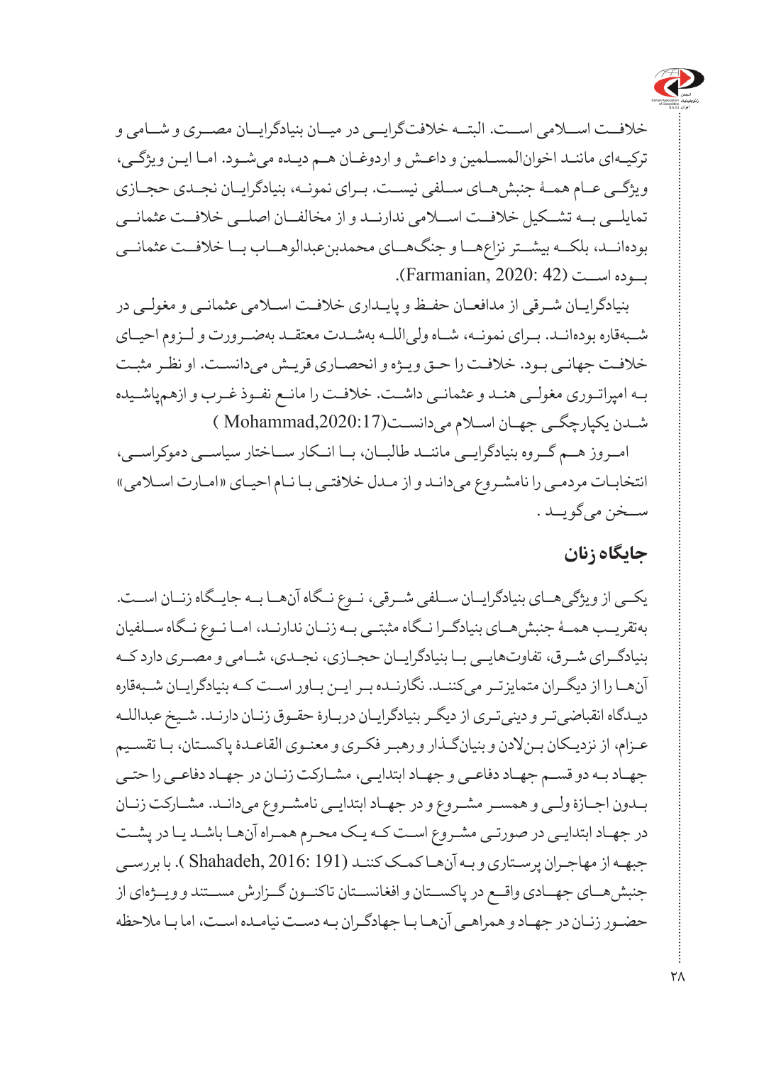خلافـت اسـلامی اسـت. البتـه خلافت‌گرایـی در میـان بنیادگرایـان مصـری و شـامی و ترکیـه‌ای ماننـد اخوان‌المسـلمین و داعـش و اردوغـان هـم دیـده می‌شـود. امـا ایـن ویژگـی، ویژگـی عـام همـۀ جنبش‌هـای سـلفی نیسـت. بـرای نمونـه، بنیادگرایـان نجـدی حجـازی تمایلـی بـه تشـکیل خلافـت اسـلامی ندارنـد و از مخالفـان اصلـی خلافـت عثمانـی بوده‌انـد، بلکـه بیشـتر نزاع‌هـا و جنگ‌هـای محمدبن‌عبدالوهـاب بـا خلافـت عثمانـی بـوده اسـت (Farmanian, 2020: 42).

بنیادگرایـان شـرقی از مدافعـان حفـظ و پایـداری خلافـت اسـلامی عثمانـی و مغولـی در شـبه‌قاره بوده‌انـد. بـرای نمونـه، شـاه ولی‌اللـه به‌شـدت معتقـد به‌ضـرورت و لـزوم احیـای خلافـت جهانـی بـود. خلافـت را حـق ویـژه و انحصـاری قریـش می‌دانسـت. او نظـر مثبـت بـه امپراتـوری مغولـی هنـد و عثمانـی داشـت. خلافـت را مانـع نفـوذ غـرب و ازهم‌پاشـیده شـدن یکپارچگـی جهـان اسـلام می‌دانسـت(Mohammad,2020:17 )

امـروز هـم گـروه بنیادگرایـی ماننـد طالبـان، بـا انـکار سـاختار سیاسـی دموکراسـی، انتخابـات مردمـی را نامشـروع می‌دانـد و از مـدل خلافتـی بـا نـام احیـای «امـارت اسـلامی» سـخن می‌گویـد .

## جایگاه زنان

یکـی از ویژگی‌هـای بنیادگرایـان سـلفی شـرقی، نـوع نـگاه آن‌هـا بـه جایـگاه زنـان اسـت. به‌تقریـب همـۀ جنبش‌هـای بنیادگـرا نـگاه مثبتـی بـه زنـان ندارنـد، امـا نـوع نـگاه سـلفیان بنیادگـرای شـرق، تفاوت‌هایـی بـا بنیادگرایـان حجـازی، نجـدی، شـامی و مصـری دارد کـه آن‌هـا را از دیگـران متمایزتـر می‌کننـد. نگارنـده بـر ایـن بـاور اسـت کـه بنیادگرایـان شـبه‌قاره دیـدگاه انقباضی‌تـر و دینی‌تـری از دیگـر بنیادگرایـان دربـارۀ حقـوق زنـان دارنـد. شـیخ عبدالله عـزام، از نزدیـکان بـن‌لادن و بنیان‌گـذار و رهبـر فکـری و معنـوی القاعـدۀ پاکسـتان، بـا تقسـیم جهـاد بـه دو قسـم جهـاد دفاعـی و جهـاد ابتدایـی، مشـارکت زنـان در جهـاد دفاعـی را حتـی بـدون اجـازۀ ولـی و همسـر مشـروع و در جهـاد ابتدایـی نامشـروع می‌دانـد. مشـارکت زنـان در جهـاد ابتدایـی در صورتـی مشـروع اسـت کـه یـک محـرم همـراه آن‌هـا باشـد یـا در پشـت جبهـه از مهاجـران پرسـتاری و بـه آن‌هـا کمـک کننـد (Shahadeh, 2016: 191 ). با بررسـی جنبش‌هـای جهـادی واقـع در پاکسـتان و افغانسـتان تاکنـون گـزارش مسـتند و ویـژه‌ای از حضـور زنـان در جهـاد و همراهـی آن‌هـا بـا جهادگـران بـه دسـت نیامـده اسـت، اما بـا ملاحظه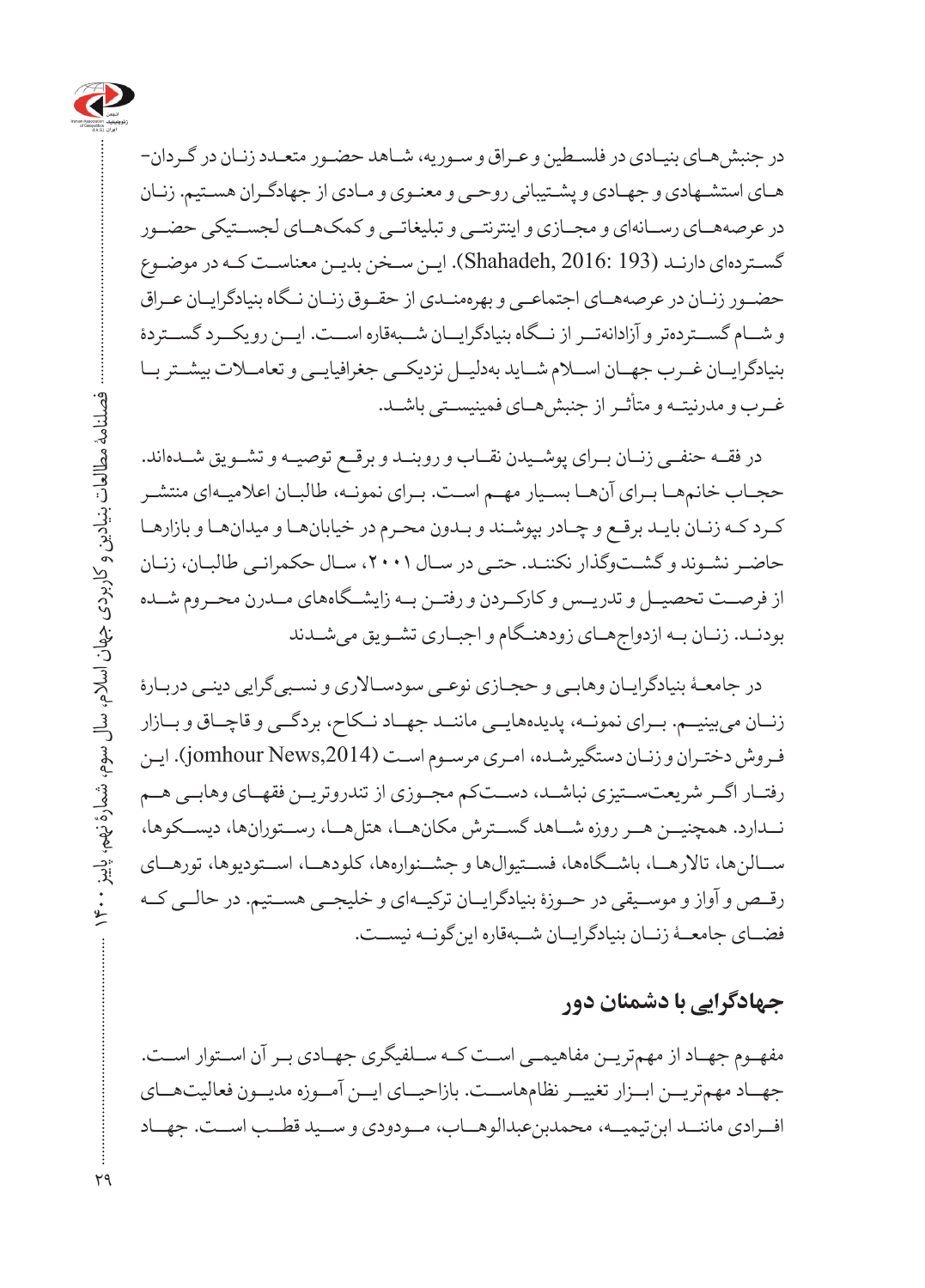در جنبش‌های بنیادی در فلسطین و عراق و سوریه، شاهد حضور متعدد زنان در گردان‌های استشهادی و جهادی و پشتیبانی روحی و معنوی و مادی از جهادگران هستیم. زنان در عرصه‌های رسانه‌ای و مجازی و اینترنتی و تبلیغاتی و کمک‌های لجستیکی حضور گسترده‌ای دارند (Shahadeh, 2016: 193). این سخن بدین معناست که در موضوع حضور زنان در عرصه‌های اجتماعی و بهره‌مندی از حقوق زنان نگاه بنیادگرایان عراق و شام گسترده‌تر و آزادانه‌تر از نگاه بنیادگرایان شبه‌قاره است. این رویکرد گستردهٔ بنیادگرایان غرب جهان اسلام شاید به‌دلیل نزدیکی جغرافیایی و تعاملات بیشتر با غرب و مدرنیته و متأثر از جنبش‌های فمینیستی باشد.

در فقه حنفی زنان برای پوشیدن نقاب و روبند و برقع توصیه و تشویق شده‌اند. حجاب خانم‌ها برای آن‌ها بسیار مهم است. برای نمونه، طالبان اعلامیه‌ای منتشر کرد که زنان باید برقع و چادر بپوشند و بدون محرم در خیابان‌ها و میدان‌ها و بازارها حاضر نشوند و گشت‌وگذار نکنند. حتی در سال ۲۰۰۱، سال حکمرانی طالبان، زنان از فرصت تحصیل و تدریس و کارکردن و رفتن به زایشگاه‌های مدرن محروم شده بودند. زنان به ازدواج‌های زودهنگام و اجباری تشویق می‌شدند

در جامعهٔ بنیادگرایان وهابی و حجازی نوعی سودسالاری و نسبی‌گرایی دینی دربارهٔ زنان می‌بینیم. برای نمونه، پدیده‌هایی مانند جهاد نکاح، بردگی و قاچاق و بازار فروش دختران و زنان دستگیرشده، امری مرسوم است (jomhour News,2014). این رفتار اگر شریعت‌ستیزی نباشد، دست‌کم مجوزی از تندروترین فقهای وهابی هم ندارد. همچنین هر روزه شاهد گسترش مکان‌ها، هتل‌ها، رستوران‌ها، دیسکوها، سالن‌ها، تالارها، باشگاه‌ها، فستیوال‌ها و جشنواره‌ها، کلودها، استودیوها، تورهای رقص و آواز و موسیقی در حوزهٔ بنیادگرایان ترکیه‌ای و خلیجی هستیم. در حالی که فضای جامعهٔ زنان بنیادگرایان شبه‌قاره این‌گونه نیست.

## جهادگرایی با دشمنان دور

مفهوم جهاد از مهم‌ترین مفاهیمی است که سلفیگری جهادی بر آن استوار است. جهاد مهم‌ترین ابزار تغییر نظام‌هاست. بازاحیای این آموزه مدیون فعالیت‌های افرادی مانند ابن‌تیمیه، محمدبن‌عبدالوهاب، مودودی و سید قطب است. جهاد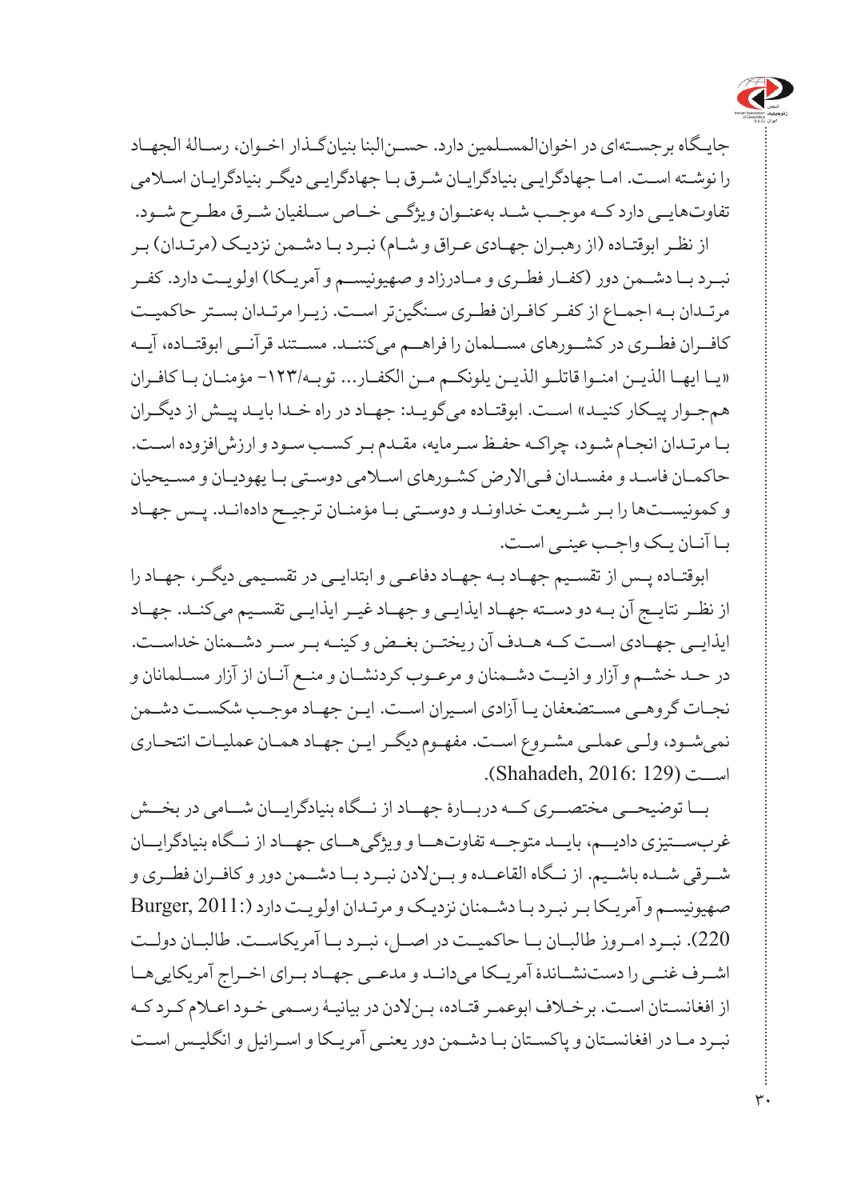جایگاه برجسته‌ای در اخوان‌المسلمین دارد. حسن‌البنا بنیان‌گذار اخوان، رسالة الجهاد را نوشته است. اما جهادگرایی بنیادگرایان شرق با جهادگرایی دیگر بنیادگرایان اسلامی تفاوت‌هایی دارد که موجب شد به‌عنوان ویژگی خاص سلفیان شرق مطرح شود.

از نظر ابوقتاده (از رهبران جهادی عراق و شام) نبرد با دشمن نزدیک (مرتدان) بر نبرد با دشمن دور (کفار فطری و مادرزاد و صهیونیسم و آمریکا) اولویت دارد. کفر مرتدان به اجماع از کفر کافران فطری سنگین‌تر است. زیرا مرتدان بستر حاکمیت کافران فطری در کشورهای مسلمان را فراهم می‌کنند. مستند قرآنی ابوقتاده، آیه «یا ایها الذین امنوا قاتلو الذین یلونکم من الکفار... توبه/۱۲۳- مؤمنان با کافران هم‌جوار پیکار کنید» است. ابوقتاده می‌گوید: جهاد در راه خدا باید پیش از دیگران با مرتدان انجام شود، چراکه حفظ سرمایه، مقدم بر کسب سود و ارزش‌افزوده است. حاکمان فاسد و مفسدان فی‌الارض کشورهای اسلامی دوستی با یهودیان و مسیحیان و کمونیست‌ها را بر شریعت خداوند و دوستی با مؤمنان ترجیح داده‌اند. پس جهاد با آنان یک واجب عینی است.

ابوقتاده پس از تقسیم جهاد به جهاد دفاعی و ابتدایی در تقسیمی دیگر، جهاد را از نظر نتایج آن به دو دسته جهاد ایذایی و جهاد غیر ایذایی تقسیم می‌کند. جهاد ایذایی جهادی است که هدف آن ریختن بغض و کینه بر سر دشمنان خداست. در حد خشم و آزار و اذیت دشمنان و مرعوب کردنشان و منع آنان از آزار مسلمانان و نجات گروهی مستضعفان یا آزادی اسیران است. این جهاد موجب شکست دشمن نمی‌شود، ولی عملی مشروع است. مفهوم دیگر این جهاد همان عملیات انتحاری است (Shahadeh, 2016: 129).

با توضیحی مختصری که دربارهٔ جهاد از نگاه بنیادگرایان شامی در بخش غرب‌ستیزی دادیم، باید متوجه تفاوت‌ها و ویژگی‌های جهاد از نگاه بنیادگرایان شرقی شده باشیم. از نگاه القاعده و بن‌لادن نبرد با دشمن دور و کافران فطری و صهیونیسم و آمریکا بر نبرد با دشمنان نزدیک و مرتدان اولویت دارد (Burger, 2011: 220). نبرد امروز طالبان با حاکمیت در اصل، نبرد با آمریکاست. طالبان دولت اشرف غنی را دست‌نشاندهٔ آمریکا می‌داند و مدعی جهاد برای اخراج آمریکایی‌ها از افغانستان است. برخلاف ابوعمر قتاده، بن‌لادن در بیانیهٔ رسمی خود اعلام کرد که نبرد ما در افغانستان و پاکستان با دشمن دور یعنی آمریکا و اسرائیل و انگلیس است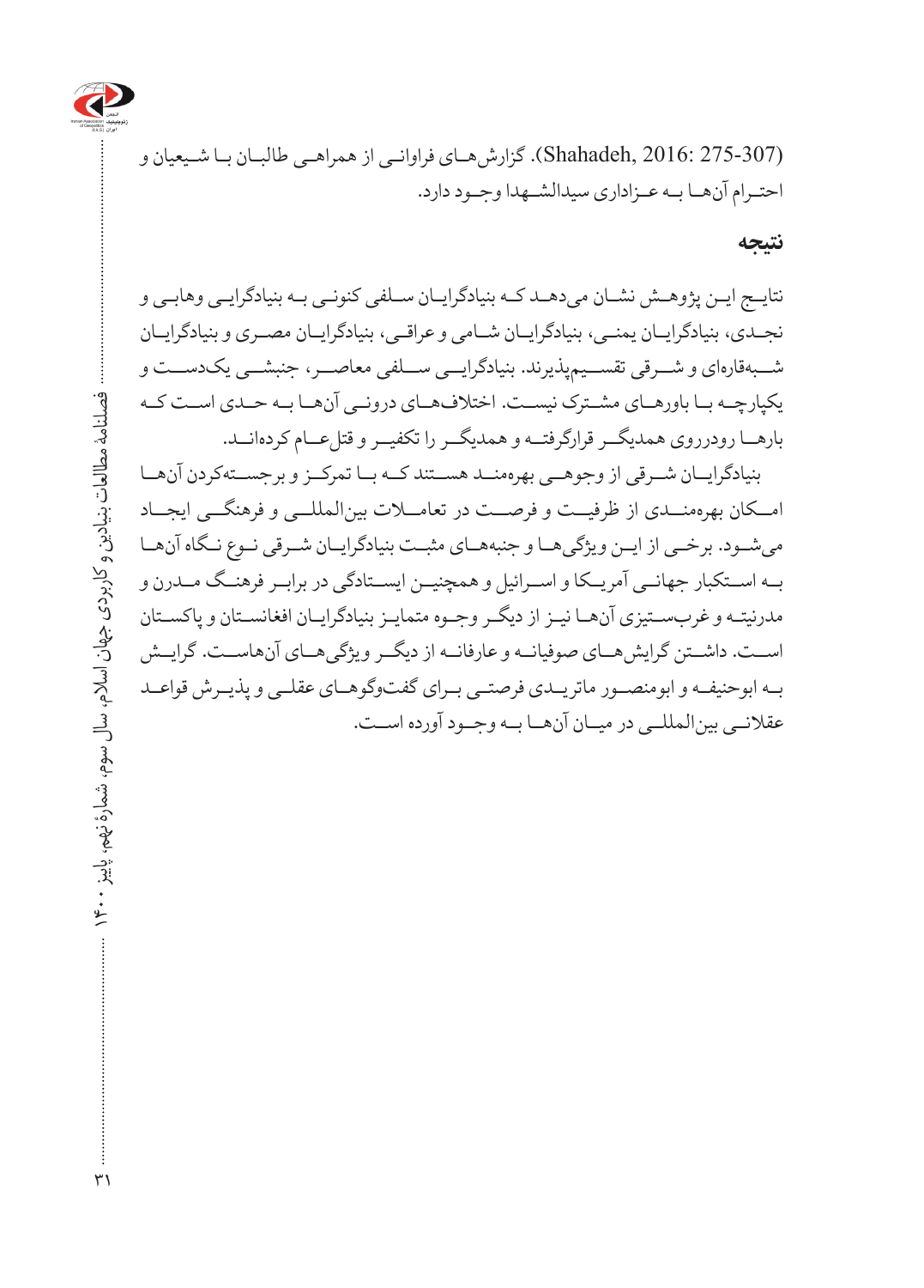(Shahadeh, 2016: 275-307). گزارش‌های فراوانی از همراهی طالبان با شیعیان و احترام آن‌ها به عزاداری سیدالشهدا وجود دارد.

## نتیجه

نتایج این پژوهش نشان می‌دهد که بنیادگرایان سلفی کنونی به بنیادگرایی وهابی و نجدی، بنیادگرایان یمنی، بنیادگرایان شامی و عراقی، بنیادگرایان مصری و بنیادگرایان شبه‌قاره‌ای و شرقی تقسیم‌پذیرند. بنیادگرایی سلفی معاصر، جنبشی یکدست و یکپارچه با باورهای مشترک نیست. اختلاف‌های درونی آن‌ها به حدی است که بارها رودرروی همدیگر قرارگرفته و همدیگر را تکفیر و قتل‌عام کرده‌اند.

بنیادگرایان شرقی از وجوهی بهره‌مند هستند که با تمرکز و برجسته‌کردن آن‌ها امکان بهره‌مندی از ظرفیت و فرصت در تعاملات بین‌المللی و فرهنگی ایجاد می‌شود. برخی از این ویژگی‌ها و جنبه‌های مثبت بنیادگرایان شرقی نوع نگاه آن‌ها به استکبار جهانی آمریکا و اسرائیل و همچنین ایستادگی در برابر فرهنگ مدرن و مدرنیته و غرب‌ستیزی آن‌ها نیز از دیگر وجوه متمایز بنیادگرایان افغانستان و پاکستان است. داشتن گرایش‌های صوفیانه و عارفانه از دیگر ویژگی‌های آن‌هاست. گرایش به ابوحنیفه و ابومنصور ماتریدی فرصتی برای گفت‌وگوهای عقلی و پذیرش قواعد عقلانی بین‌المللی در میان آن‌ها به وجود آورده است.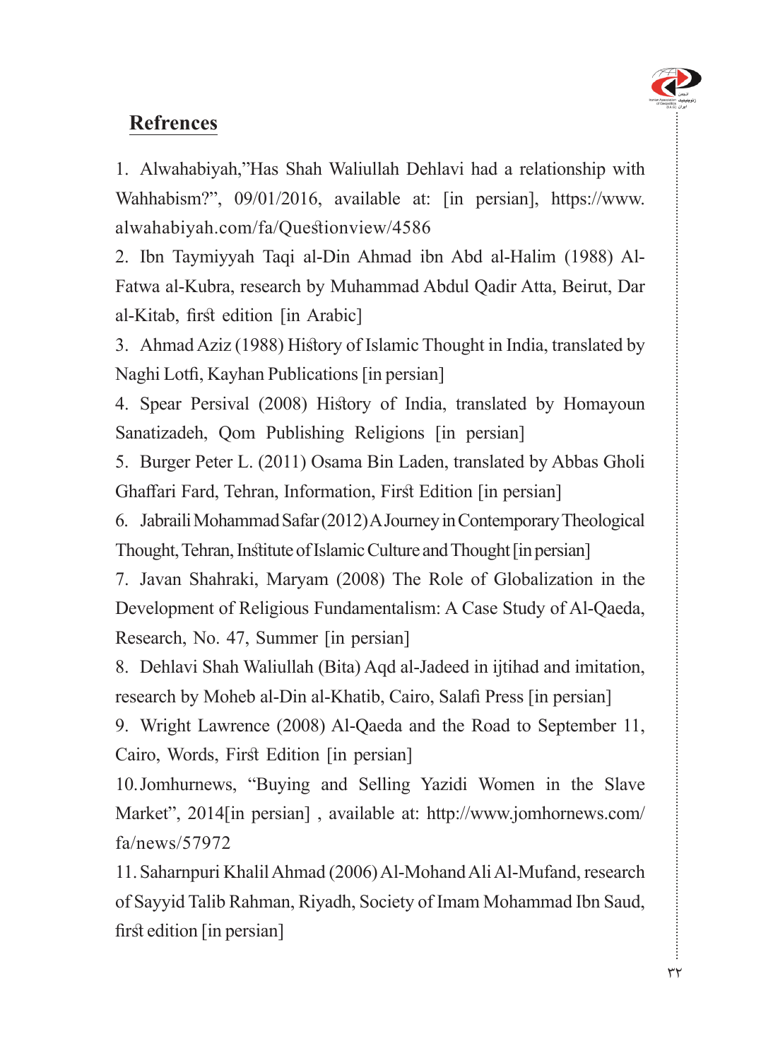## Refrences

1. Alwahabiyah,"Has Shah Waliullah Dehlavi had a relationship with Wahhabism?", 09/01/2016, available at: [in persian], https://www.alwahabiyah.com/fa/Questionview/4586
2. Ibn Taymiyyah Taqi al-Din Ahmad ibn Abd al-Halim (1988) Al-Fatwa al-Kubra, research by Muhammad Abdul Qadir Atta, Beirut, Dar al-Kitab, first edition [in Arabic]
3. Ahmad Aziz (1988) History of Islamic Thought in India, translated by Naghi Lotfi, Kayhan Publications [in persian]
4. Spear Persival (2008) History of India, translated by Homayoun Sanatizadeh, Qom Publishing Religions [in persian]
5. Burger Peter L. (2011) Osama Bin Laden, translated by Abbas Gholi Ghaffari Fard, Tehran, Information, First Edition [in persian]
6. Jabraili Mohammad Safar (2012) A Journey in Contemporary Theological Thought, Tehran, Institute of Islamic Culture and Thought [in persian]
7. Javan Shahraki, Maryam (2008) The Role of Globalization in the Development of Religious Fundamentalism: A Case Study of Al-Qaeda, Research, No. 47, Summer [in persian]
8. Dehlavi Shah Waliullah (Bita) Aqd al-Jadeed in ijtihad and imitation, research by Moheb al-Din al-Khatib, Cairo, Salafi Press [in persian]
9. Wright Lawrence (2008) Al-Qaeda and the Road to September 11, Cairo, Words, First Edition [in persian]
10. Jomhurnews, "Buying and Selling Yazidi Women in the Slave Market", 2014[in persian] , available at: http://www.jomhornews.com/fa/news/57972
11. Saharnpuri Khalil Ahmad (2006) Al-Mohand Ali Al-Mufand, research of Sayyid Talib Rahman, Riyadh, Society of Imam Mohammad Ibn Saud, first edition [in persian]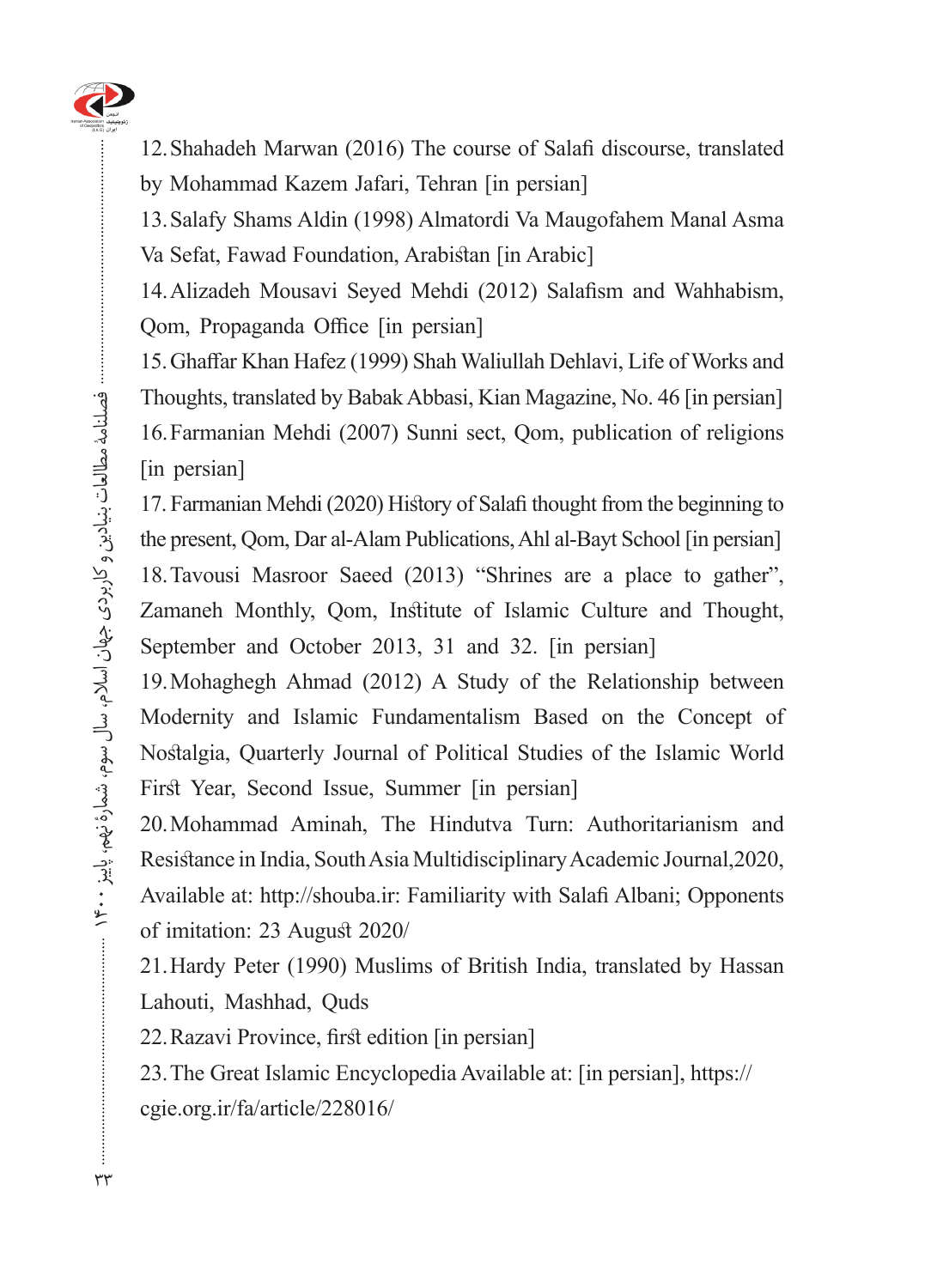12. Shahadeh Marwan (2016) The course of Salafi discourse, translated by Mohammad Kazem Jafari, Tehran [in persian]

13. Salafy Shams Aldin (1998) Almatordi Va Maugofahem Manal Asma Va Sefat, Fawad Foundation, Arabistan [in Arabic]

14. Alizadeh Mousavi Seyed Mehdi (2012) Salafism and Wahhabism, Qom, Propaganda Office [in persian]

15. Ghaffar Khan Hafez (1999) Shah Waliullah Dehlavi, Life of Works and Thoughts, translated by Babak Abbasi, Kian Magazine, No. 46 [in persian]

16. Farmanian Mehdi (2007) Sunni sect, Qom, publication of religions [in persian]

17. Farmanian Mehdi (2020) History of Salafi thought from the beginning to the present, Qom, Dar al-Alam Publications, Ahl al-Bayt School [in persian]

18. Tavousi Masroor Saeed (2013) "Shrines are a place to gather", Zamaneh Monthly, Qom, Institute of Islamic Culture and Thought, September and October 2013, 31 and 32. [in persian]

19. Mohaghegh Ahmad (2012) A Study of the Relationship between Modernity and Islamic Fundamentalism Based on the Concept of Nostalgia, Quarterly Journal of Political Studies of the Islamic World First Year, Second Issue, Summer [in persian]

20. Mohammad Aminah, The Hindutva Turn: Authoritarianism and Resistance in India, South Asia Multidisciplinary Academic Journal, 2020, Available at: http://shouba.ir: Familiarity with Salafi Albani; Opponents of imitation: 23 August 2020/

21. Hardy Peter (1990) Muslims of British India, translated by Hassan Lahouti, Mashhad, Quds

22. Razavi Province, first edition [in persian]

23. The Great Islamic Encyclopedia Available at: [in persian], https://cgie.org.ir/fa/article/228016/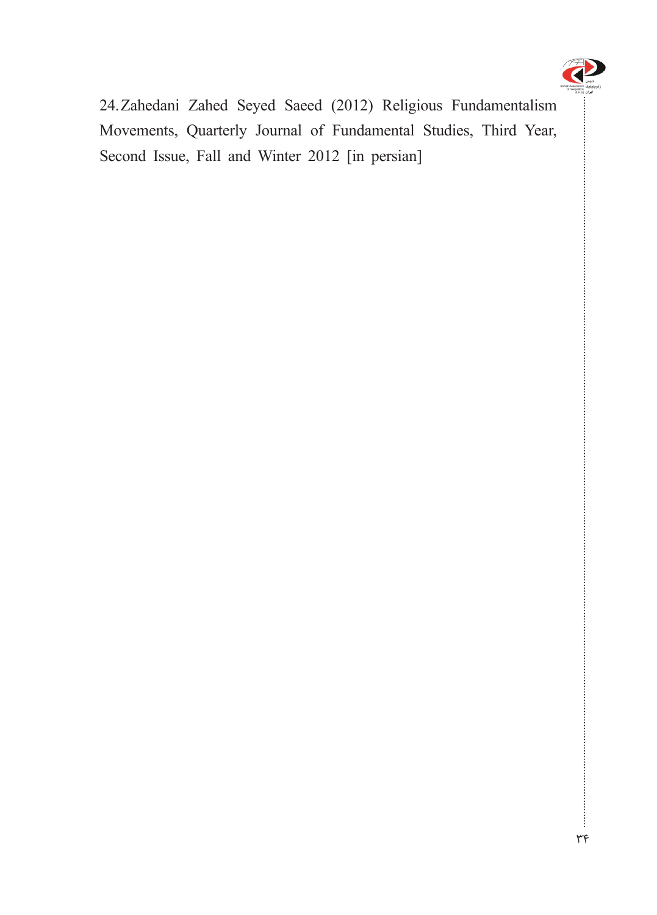24. Zahedani Zahed Seyed Saeed (2012) Religious Fundamentalism Movements, Quarterly Journal of Fundamental Studies, Third Year, Second Issue, Fall and Winter 2012 [in persian]